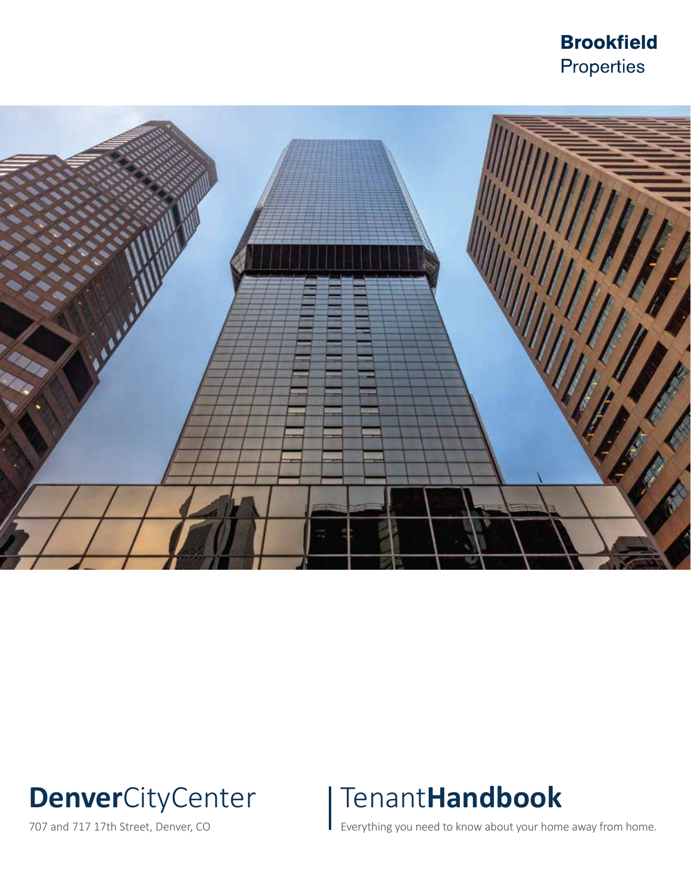**Brookfield**
Properties

# **Denver**CityCenter

707 and 717 17th Street, Denver, CO

# Tenant**Handbook**

Everything you need to know about your home away from home.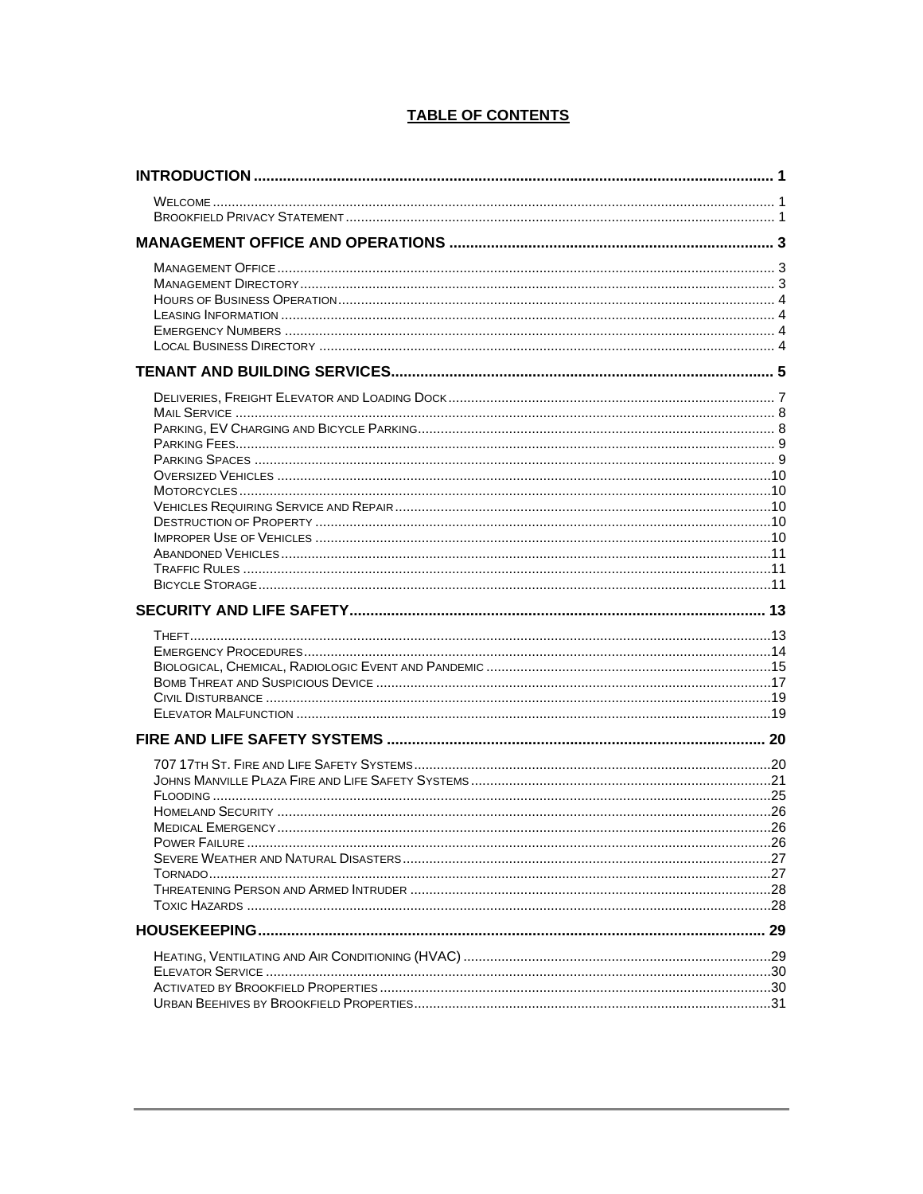# TABLE OF CONTENTS

**INTRODUCTION** ..... 1

- Welcome ..... 1
- Brookfield Privacy Statement ..... 1

**MANAGEMENT OFFICE AND OPERATIONS** ..... 3

- Management Office ..... 3
- Management Directory ..... 3
- Hours of Business Operation ..... 4
- Leasing Information ..... 4
- Emergency Numbers ..... 4
- Local Business Directory ..... 4

**TENANT AND BUILDING SERVICES** ..... 5

- Deliveries, Freight Elevator and Loading Dock ..... 7
- Mail Service ..... 8
- Parking, EV Charging and Bicycle Parking ..... 8
- Parking Fees ..... 9
- Parking Spaces ..... 9
- Oversized Vehicles ..... 10
- Motorcycles ..... 10
- Vehicles Requiring Service and Repair ..... 10
- Destruction of Property ..... 10
- Improper Use of Vehicles ..... 10
- Abandoned Vehicles ..... 11
- Traffic Rules ..... 11
- Bicycle Storage ..... 11

**SECURITY AND LIFE SAFETY** ..... 13

- Theft ..... 13
- Emergency Procedures ..... 14
- Biological, Chemical, Radiologic Event and Pandemic ..... 15
- Bomb Threat and Suspicious Device ..... 17
- Civil Disturbance ..... 19
- Elevator Malfunction ..... 19

**FIRE AND LIFE SAFETY SYSTEMS** ..... 20

- 707 17th St. Fire and Life Safety Systems ..... 20
- Johns Manville Plaza Fire and Life Safety Systems ..... 21
- Flooding ..... 25
- Homeland Security ..... 26
- Medical Emergency ..... 26
- Power Failure ..... 26
- Severe Weather and Natural Disasters ..... 27
- Tornado ..... 27
- Threatening Person and Armed Intruder ..... 28
- Toxic Hazards ..... 28

**HOUSEKEEPING** ..... 29

- Heating, Ventilating and Air Conditioning (HVAC) ..... 29
- Elevator Service ..... 30
- Activated by Brookfield Properties ..... 30
- Urban Beehives by Brookfield Properties ..... 31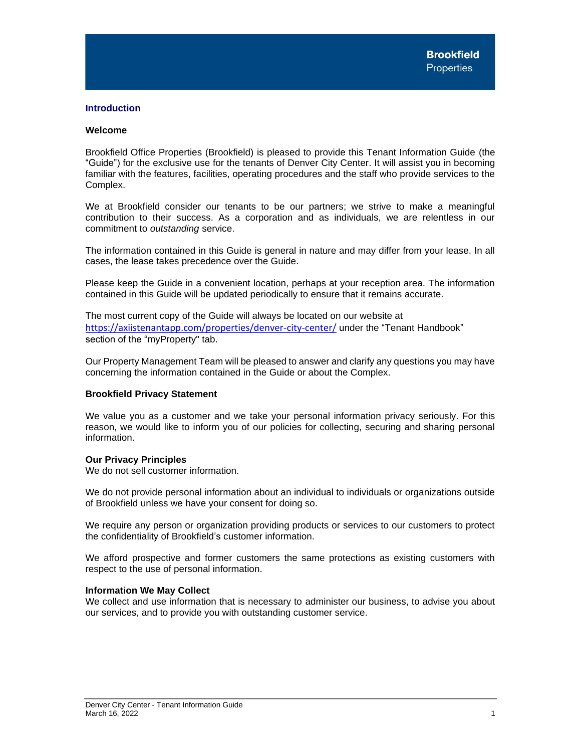## Introduction

### Welcome

Brookfield Office Properties (Brookfield) is pleased to provide this Tenant Information Guide (the "Guide") for the exclusive use for the tenants of Denver City Center. It will assist you in becoming familiar with the features, facilities, operating procedures and the staff who provide services to the Complex.

We at Brookfield consider our tenants to be our partners; we strive to make a meaningful contribution to their success. As a corporation and as individuals, we are relentless in our commitment to *outstanding* service.

The information contained in this Guide is general in nature and may differ from your lease. In all cases, the lease takes precedence over the Guide.

Please keep the Guide in a convenient location, perhaps at your reception area. The information contained in this Guide will be updated periodically to ensure that it remains accurate.

The most current copy of the Guide will always be located on our website at https://axiistenantapp.com/properties/denver-city-center/ under the "Tenant Handbook" section of the "myProperty" tab.

Our Property Management Team will be pleased to answer and clarify any questions you may have concerning the information contained in the Guide or about the Complex.

### Brookfield Privacy Statement

We value you as a customer and we take your personal information privacy seriously. For this reason, we would like to inform you of our policies for collecting, securing and sharing personal information.

**Our Privacy Principles**
We do not sell customer information.

We do not provide personal information about an individual to individuals or organizations outside of Brookfield unless we have your consent for doing so.

We require any person or organization providing products or services to our customers to protect the confidentiality of Brookfield's customer information.

We afford prospective and former customers the same protections as existing customers with respect to the use of personal information.

**Information We May Collect**
We collect and use information that is necessary to administer our business, to advise you about our services, and to provide you with outstanding customer service.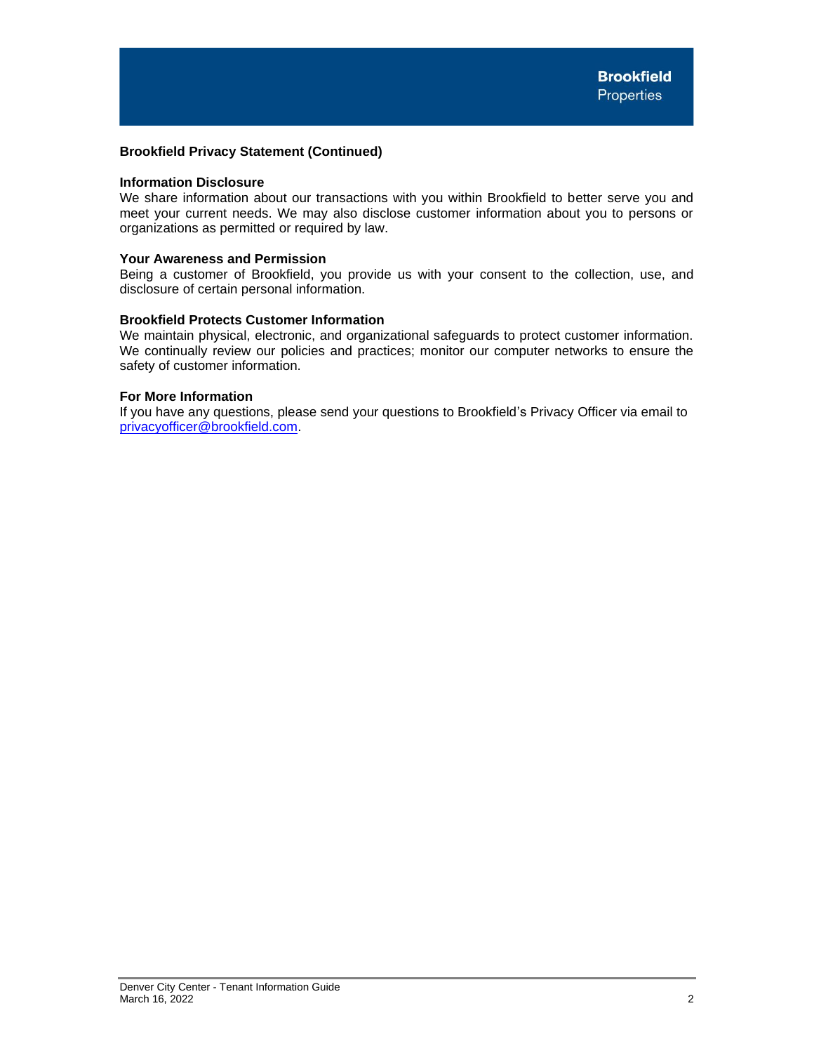## Brookfield Privacy Statement (Continued)

### Information Disclosure

We share information about our transactions with you within Brookfield to better serve you and meet your current needs. We may also disclose customer information about you to persons or organizations as permitted or required by law.

### Your Awareness and Permission

Being a customer of Brookfield, you provide us with your consent to the collection, use, and disclosure of certain personal information.

### Brookfield Protects Customer Information

We maintain physical, electronic, and organizational safeguards to protect customer information. We continually review our policies and practices; monitor our computer networks to ensure the safety of customer information.

### For More Information

If you have any questions, please send your questions to Brookfield's Privacy Officer via email to privacyofficer@brookfield.com.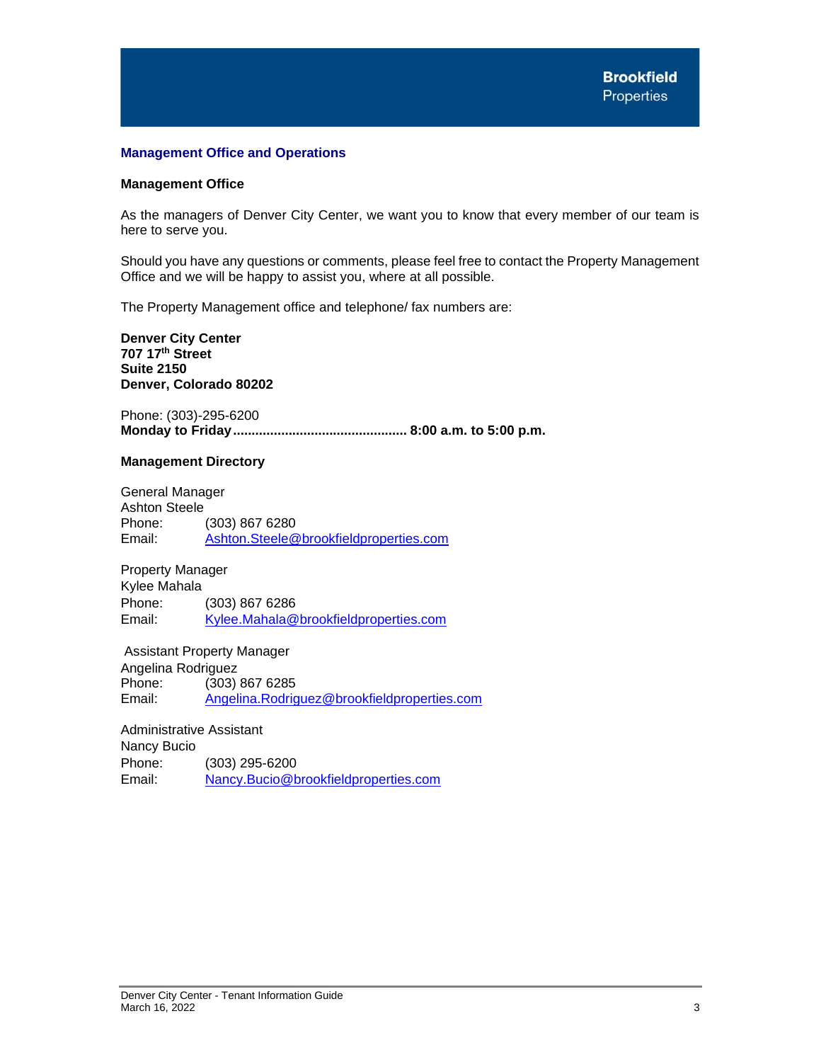## Management Office and Operations

### Management Office

As the managers of Denver City Center, we want you to know that every member of our team is here to serve you.

Should you have any questions or comments, please feel free to contact the Property Management Office and we will be happy to assist you, where at all possible.

The Property Management office and telephone/ fax numbers are:

**Denver City Center**
**707 17th Street**
**Suite 2150**
**Denver, Colorado 80202**

Phone: (303)-295-6200
**Monday to Friday .............................................. 8:00 a.m. to 5:00 p.m.**

### Management Directory

General Manager
Ashton Steele
Phone: (303) 867 6280
Email: Ashton.Steele@brookfieldproperties.com

Property Manager
Kylee Mahala
Phone: (303) 867 6286
Email: Kylee.Mahala@brookfieldproperties.com

Assistant Property Manager
Angelina Rodriguez
Phone: (303) 867 6285
Email: Angelina.Rodriguez@brookfieldproperties.com

Administrative Assistant
Nancy Bucio
Phone: (303) 295-6200
Email: Nancy.Bucio@brookfieldproperties.com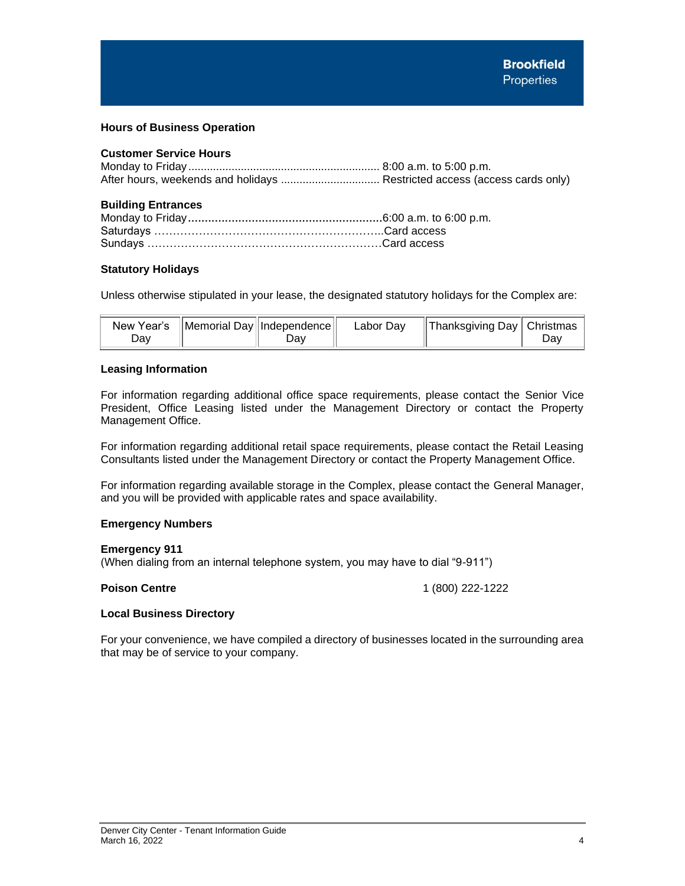## Hours of Business Operation

**Customer Service Hours**

Monday to Friday............................................................ 8:00 a.m. to 5:00 p.m.
After hours, weekends and holidays ................................ Restricted access (access cards only)

**Building Entrances**

Monday to Friday..........................................................6:00 a.m. to 6:00 p.m.
Saturdays ………………………………………………………..Card access
Sundays …………………………………………………………Card access

**Statutory Holidays**

Unless otherwise stipulated in your lease, the designated statutory holidays for the Complex are:

| New Year's Day | Memorial Day | Independence Day | Labor Day | Thanksgiving Day | Christmas Day |
|---|---|---|---|---|---|

## Leasing Information

For information regarding additional office space requirements, please contact the Senior Vice President, Office Leasing listed under the Management Directory or contact the Property Management Office.

For information regarding additional retail space requirements, please contact the Retail Leasing Consultants listed under the Management Directory or contact the Property Management Office.

For information regarding available storage in the Complex, please contact the General Manager, and you will be provided with applicable rates and space availability.

## Emergency Numbers

**Emergency 911**
(When dialing from an internal telephone system, you may have to dial "9-911")

**Poison Centre** 1 (800) 222-1222

## Local Business Directory

For your convenience, we have compiled a directory of businesses located in the surrounding area that may be of service to your company.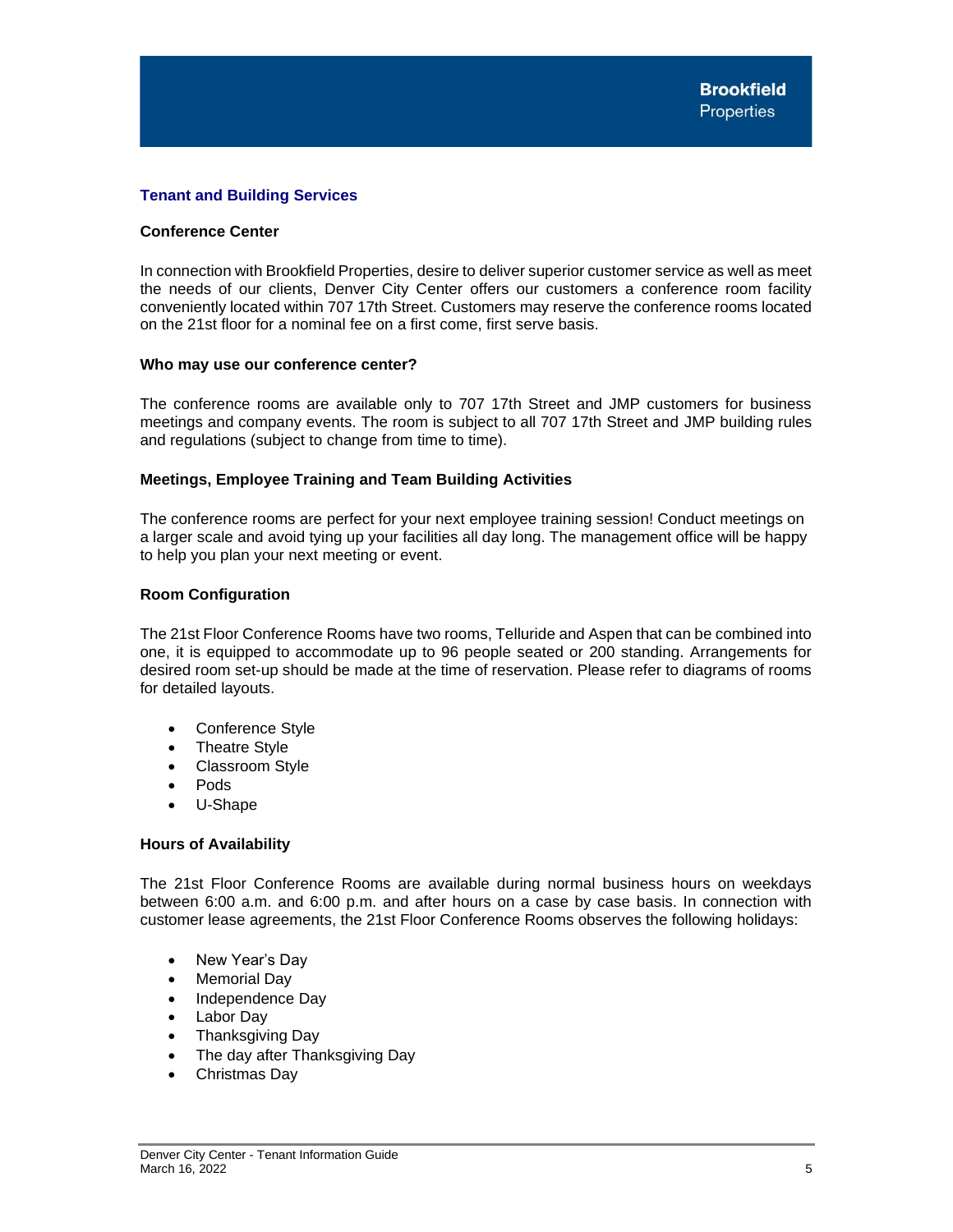## Tenant and Building Services

### Conference Center

In connection with Brookfield Properties, desire to deliver superior customer service as well as meet the needs of our clients, Denver City Center offers our customers a conference room facility conveniently located within 707 17th Street. Customers may reserve the conference rooms located on the 21st floor for a nominal fee on a first come, first serve basis.

### Who may use our conference center?

The conference rooms are available only to 707 17th Street and JMP customers for business meetings and company events. The room is subject to all 707 17th Street and JMP building rules and regulations (subject to change from time to time).

### Meetings, Employee Training and Team Building Activities

The conference rooms are perfect for your next employee training session! Conduct meetings on a larger scale and avoid tying up your facilities all day long. The management office will be happy to help you plan your next meeting or event.

### Room Configuration

The 21st Floor Conference Rooms have two rooms, Telluride and Aspen that can be combined into one, it is equipped to accommodate up to 96 people seated or 200 standing. Arrangements for desired room set-up should be made at the time of reservation. Please refer to diagrams of rooms for detailed layouts.

- Conference Style
- Theatre Style
- Classroom Style
- Pods
- U-Shape

### Hours of Availability

The 21st Floor Conference Rooms are available during normal business hours on weekdays between 6:00 a.m. and 6:00 p.m. and after hours on a case by case basis. In connection with customer lease agreements, the 21st Floor Conference Rooms observes the following holidays:

- New Year's Day
- Memorial Day
- Independence Day
- Labor Day
- Thanksgiving Day
- The day after Thanksgiving Day
- Christmas Day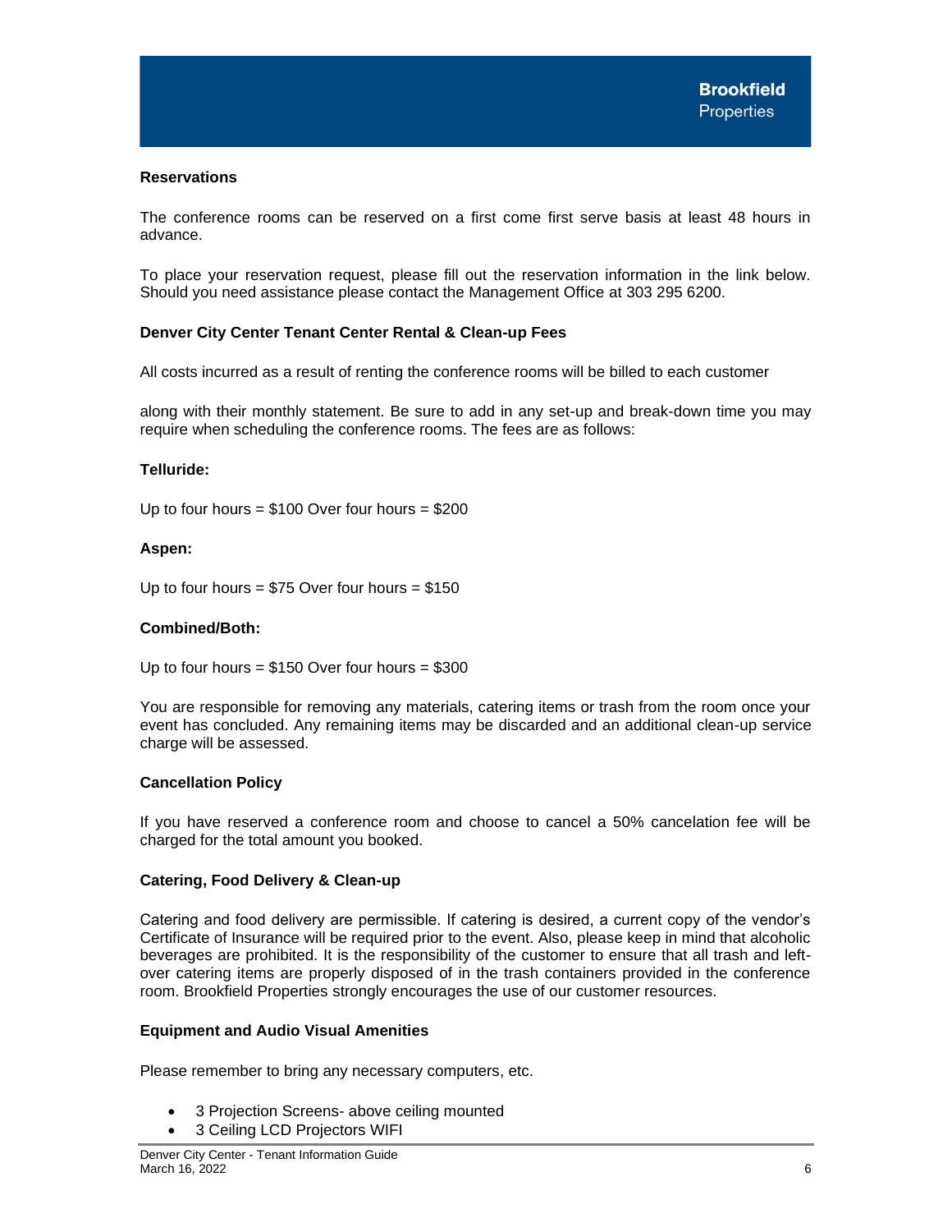**Reservations**

The conference rooms can be reserved on a first come first serve basis at least 48 hours in advance.

To place your reservation request, please fill out the reservation information in the link below. Should you need assistance please contact the Management Office at 303 295 6200.

**Denver City Center Tenant Center Rental & Clean-up Fees**

All costs incurred as a result of renting the conference rooms will be billed to each customer

along with their monthly statement. Be sure to add in any set-up and break-down time you may require when scheduling the conference rooms. The fees are as follows:

**Telluride:**

Up to four hours = $100 Over four hours = $200

**Aspen:**

Up to four hours = $75 Over four hours = $150

**Combined/Both:**

Up to four hours = $150 Over four hours = $300

You are responsible for removing any materials, catering items or trash from the room once your event has concluded. Any remaining items may be discarded and an additional clean-up service charge will be assessed.

**Cancellation Policy**

If you have reserved a conference room and choose to cancel a 50% cancelation fee will be charged for the total amount you booked.

**Catering, Food Delivery & Clean-up**

Catering and food delivery are permissible. If catering is desired, a current copy of the vendor's Certificate of Insurance will be required prior to the event. Also, please keep in mind that alcoholic beverages are prohibited. It is the responsibility of the customer to ensure that all trash and left-over catering items are properly disposed of in the trash containers provided in the conference room. Brookfield Properties strongly encourages the use of our customer resources.

**Equipment and Audio Visual Amenities**

Please remember to bring any necessary computers, etc.

- 3 Projection Screens- above ceiling mounted
- 3 Ceiling LCD Projectors WIFI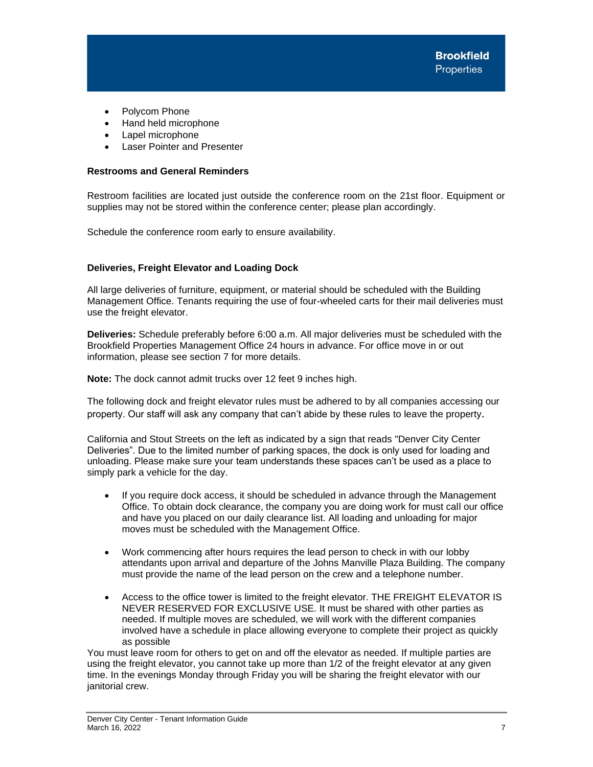- Polycom Phone
- Hand held microphone
- Lapel microphone
- Laser Pointer and Presenter

**Restrooms and General Reminders**

Restroom facilities are located just outside the conference room on the 21st floor. Equipment or supplies may not be stored within the conference center; please plan accordingly.

Schedule the conference room early to ensure availability.

**Deliveries, Freight Elevator and Loading Dock**

All large deliveries of furniture, equipment, or material should be scheduled with the Building Management Office. Tenants requiring the use of four-wheeled carts for their mail deliveries must use the freight elevator.

**Deliveries:** Schedule preferably before 6:00 a.m. All major deliveries must be scheduled with the Brookfield Properties Management Office 24 hours in advance. For office move in or out information, please see section 7 for more details.

**Note:** The dock cannot admit trucks over 12 feet 9 inches high.

The following dock and freight elevator rules must be adhered to by all companies accessing our property. Our staff will ask any company that can't abide by these rules to leave the property.

California and Stout Streets on the left as indicated by a sign that reads "Denver City Center Deliveries". Due to the limited number of parking spaces, the dock is only used for loading and unloading. Please make sure your team understands these spaces can't be used as a place to simply park a vehicle for the day.

- If you require dock access, it should be scheduled in advance through the Management Office. To obtain dock clearance, the company you are doing work for must call our office and have you placed on our daily clearance list. All loading and unloading for major moves must be scheduled with the Management Office.

- Work commencing after hours requires the lead person to check in with our lobby attendants upon arrival and departure of the Johns Manville Plaza Building. The company must provide the name of the lead person on the crew and a telephone number.

- Access to the office tower is limited to the freight elevator. THE FREIGHT ELEVATOR IS NEVER RESERVED FOR EXCLUSIVE USE. It must be shared with other parties as needed. If multiple moves are scheduled, we will work with the different companies involved have a schedule in place allowing everyone to complete their project as quickly as possible

You must leave room for others to get on and off the elevator as needed. If multiple parties are using the freight elevator, you cannot take up more than 1/2 of the freight elevator at any given time. In the evenings Monday through Friday you will be sharing the freight elevator with our janitorial crew.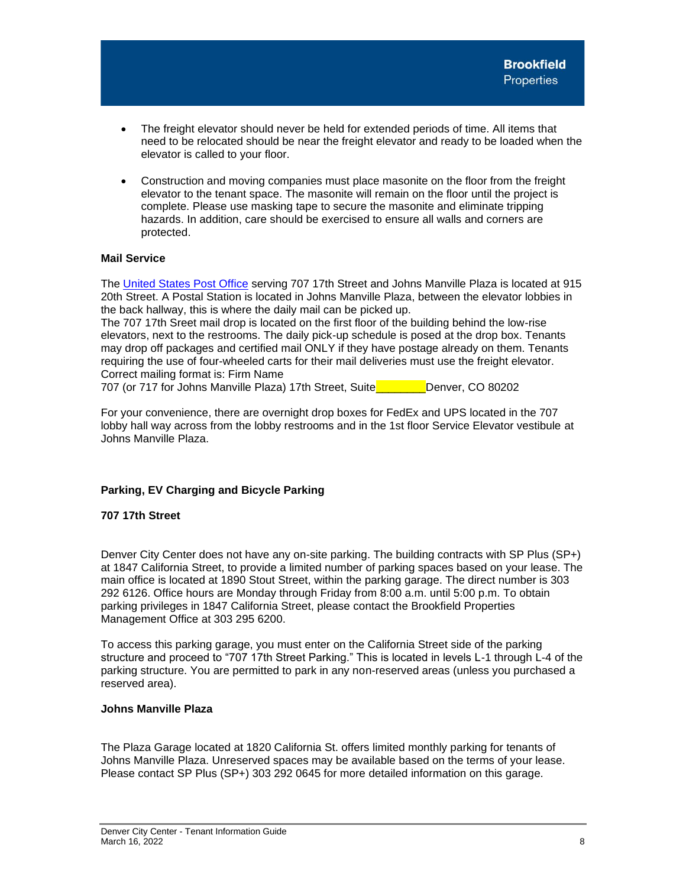- The freight elevator should never be held for extended periods of time. All items that need to be relocated should be near the freight elevator and ready to be loaded when the elevator is called to your floor.

- Construction and moving companies must place masonite on the floor from the freight elevator to the tenant space. The masonite will remain on the floor until the project is complete. Please use masking tape to secure the masonite and eliminate tripping hazards. In addition, care should be exercised to ensure all walls and corners are protected.

**Mail Service**

The United States Post Office serving 707 17th Street and Johns Manville Plaza is located at 915 20th Street. A Postal Station is located in Johns Manville Plaza, between the elevator lobbies in the back hallway, this is where the daily mail can be picked up.
The 707 17th Sreet mail drop is located on the first floor of the building behind the low-rise elevators, next to the restrooms. The daily pick-up schedule is posed at the drop box. Tenants may drop off packages and certified mail ONLY if they have postage already on them. Tenants requiring the use of four-wheeled carts for their mail deliveries must use the freight elevator.
Correct mailing format is: Firm Name
707 (or 717 for Johns Manville Plaza) 17th Street, Suite________Denver, CO 80202

For your convenience, there are overnight drop boxes for FedEx and UPS located in the 707 lobby hall way across from the lobby restrooms and in the 1st floor Service Elevator vestibule at Johns Manville Plaza.

**Parking, EV Charging and Bicycle Parking**

**707 17th Street**

Denver City Center does not have any on-site parking. The building contracts with SP Plus (SP+) at 1847 California Street, to provide a limited number of parking spaces based on your lease. The main office is located at 1890 Stout Street, within the parking garage. The direct number is 303 292 6126. Office hours are Monday through Friday from 8:00 a.m. until 5:00 p.m. To obtain parking privileges in 1847 California Street, please contact the Brookfield Properties Management Office at 303 295 6200.

To access this parking garage, you must enter on the California Street side of the parking structure and proceed to "707 17th Street Parking." This is located in levels L-1 through L-4 of the parking structure. You are permitted to park in any non-reserved areas (unless you purchased a reserved area).

**Johns Manville Plaza**

The Plaza Garage located at 1820 California St. offers limited monthly parking for tenants of Johns Manville Plaza. Unreserved spaces may be available based on the terms of your lease. Please contact SP Plus (SP+) 303 292 0645 for more detailed information on this garage.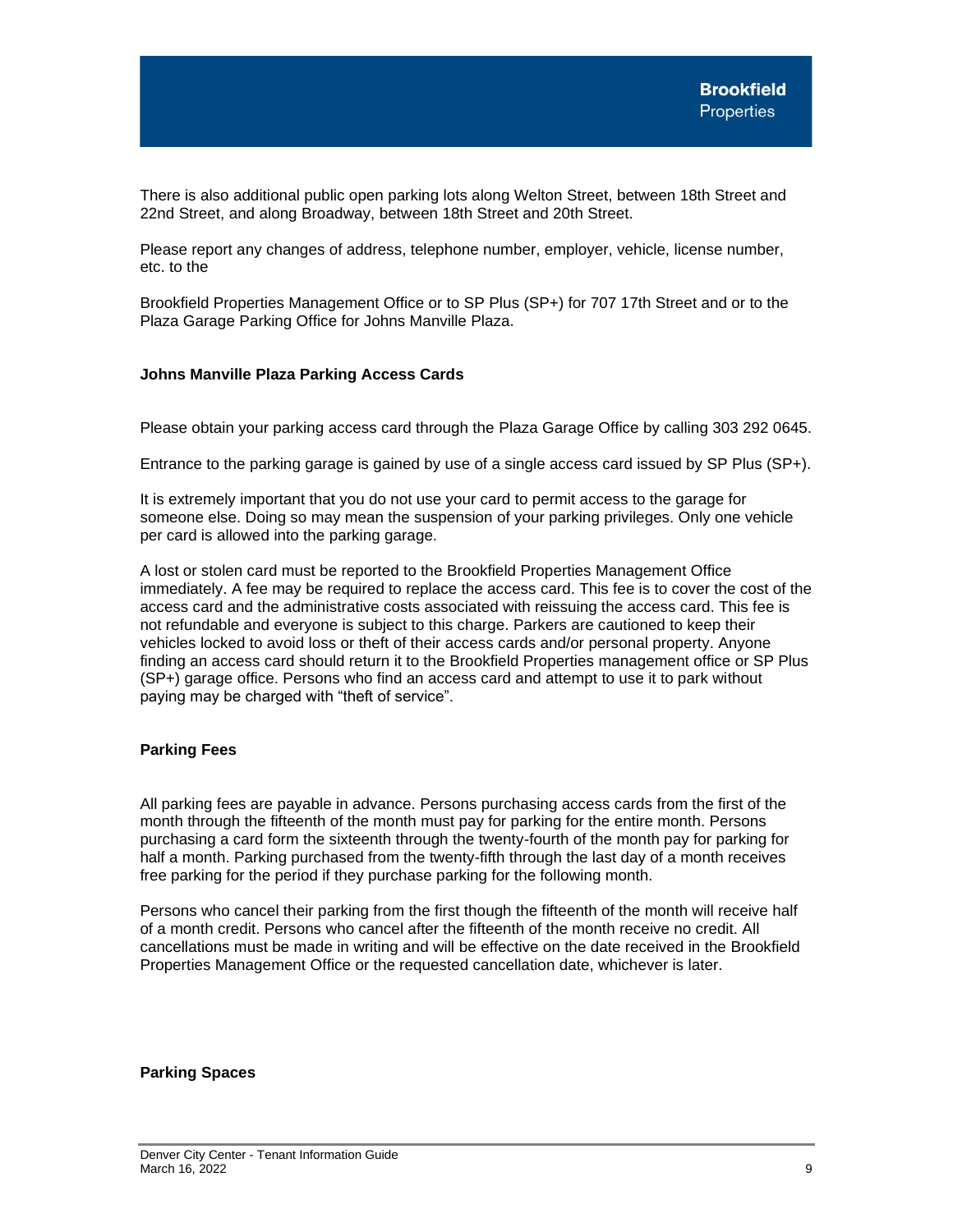There is also additional public open parking lots along Welton Street, between 18th Street and 22nd Street, and along Broadway, between 18th Street and 20th Street.

Please report any changes of address, telephone number, employer, vehicle, license number, etc. to the

Brookfield Properties Management Office or to SP Plus (SP+) for 707 17th Street and or to the Plaza Garage Parking Office for Johns Manville Plaza.

**Johns Manville Plaza Parking Access Cards**

Please obtain your parking access card through the Plaza Garage Office by calling 303 292 0645.

Entrance to the parking garage is gained by use of a single access card issued by SP Plus (SP+).

It is extremely important that you do not use your card to permit access to the garage for someone else. Doing so may mean the suspension of your parking privileges. Only one vehicle per card is allowed into the parking garage.

A lost or stolen card must be reported to the Brookfield Properties Management Office immediately. A fee may be required to replace the access card. This fee is to cover the cost of the access card and the administrative costs associated with reissuing the access card. This fee is not refundable and everyone is subject to this charge. Parkers are cautioned to keep their vehicles locked to avoid loss or theft of their access cards and/or personal property. Anyone finding an access card should return it to the Brookfield Properties management office or SP Plus (SP+) garage office. Persons who find an access card and attempt to use it to park without paying may be charged with "theft of service".

**Parking Fees**

All parking fees are payable in advance. Persons purchasing access cards from the first of the month through the fifteenth of the month must pay for parking for the entire month. Persons purchasing a card form the sixteenth through the twenty-fourth of the month pay for parking for half a month. Parking purchased from the twenty-fifth through the last day of a month receives free parking for the period if they purchase parking for the following month.

Persons who cancel their parking from the first though the fifteenth of the month will receive half of a month credit. Persons who cancel after the fifteenth of the month receive no credit. All cancellations must be made in writing and will be effective on the date received in the Brookfield Properties Management Office or the requested cancellation date, whichever is later.

**Parking Spaces**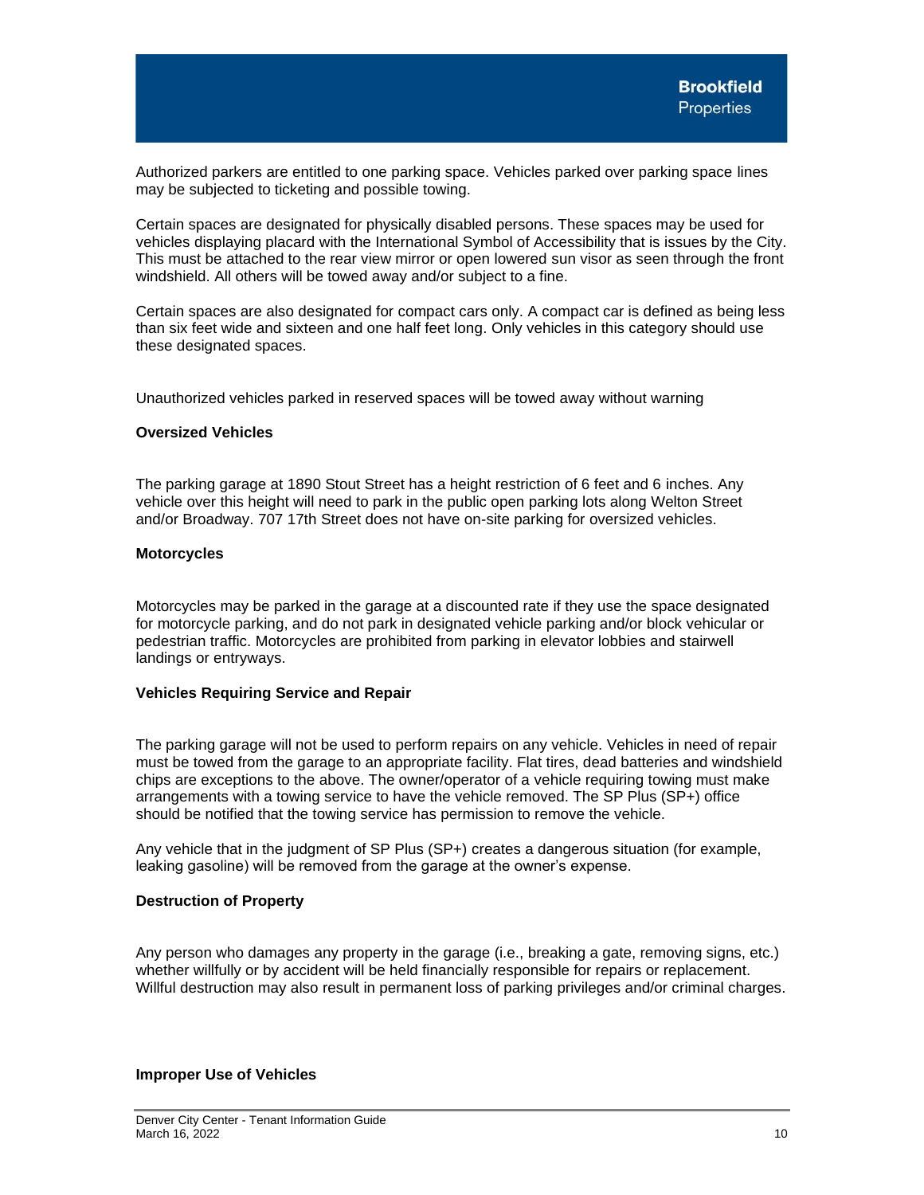Authorized parkers are entitled to one parking space. Vehicles parked over parking space lines may be subjected to ticketing and possible towing.

Certain spaces are designated for physically disabled persons. These spaces may be used for vehicles displaying placard with the International Symbol of Accessibility that is issues by the City. This must be attached to the rear view mirror or open lowered sun visor as seen through the front windshield. All others will be towed away and/or subject to a fine.

Certain spaces are also designated for compact cars only. A compact car is defined as being less than six feet wide and sixteen and one half feet long. Only vehicles in this category should use these designated spaces.

Unauthorized vehicles parked in reserved spaces will be towed away without warning

**Oversized Vehicles**

The parking garage at 1890 Stout Street has a height restriction of 6 feet and 6 inches. Any vehicle over this height will need to park in the public open parking lots along Welton Street and/or Broadway. 707 17th Street does not have on-site parking for oversized vehicles.

**Motorcycles**

Motorcycles may be parked in the garage at a discounted rate if they use the space designated for motorcycle parking, and do not park in designated vehicle parking and/or block vehicular or pedestrian traffic. Motorcycles are prohibited from parking in elevator lobbies and stairwell landings or entryways.

**Vehicles Requiring Service and Repair**

The parking garage will not be used to perform repairs on any vehicle. Vehicles in need of repair must be towed from the garage to an appropriate facility. Flat tires, dead batteries and windshield chips are exceptions to the above. The owner/operator of a vehicle requiring towing must make arrangements with a towing service to have the vehicle removed. The SP Plus (SP+) office should be notified that the towing service has permission to remove the vehicle.

Any vehicle that in the judgment of SP Plus (SP+) creates a dangerous situation (for example, leaking gasoline) will be removed from the garage at the owner's expense.

**Destruction of Property**

Any person who damages any property in the garage (i.e., breaking a gate, removing signs, etc.) whether willfully or by accident will be held financially responsible for repairs or replacement. Willful destruction may also result in permanent loss of parking privileges and/or criminal charges.

**Improper Use of Vehicles**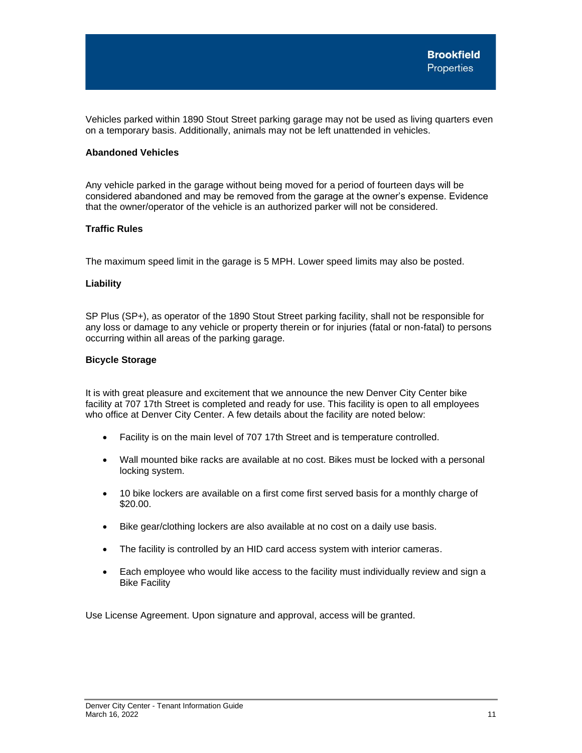Vehicles parked within 1890 Stout Street parking garage may not be used as living quarters even on a temporary basis. Additionally, animals may not be left unattended in vehicles.

**Abandoned Vehicles**

Any vehicle parked in the garage without being moved for a period of fourteen days will be considered abandoned and may be removed from the garage at the owner's expense. Evidence that the owner/operator of the vehicle is an authorized parker will not be considered.

**Traffic Rules**

The maximum speed limit in the garage is 5 MPH. Lower speed limits may also be posted.

**Liability**

SP Plus (SP+), as operator of the 1890 Stout Street parking facility, shall not be responsible for any loss or damage to any vehicle or property therein or for injuries (fatal or non-fatal) to persons occurring within all areas of the parking garage.

**Bicycle Storage**

It is with great pleasure and excitement that we announce the new Denver City Center bike facility at 707 17th Street is completed and ready for use. This facility is open to all employees who office at Denver City Center. A few details about the facility are noted below:

- Facility is on the main level of 707 17th Street and is temperature controlled.
- Wall mounted bike racks are available at no cost. Bikes must be locked with a personal locking system.
- 10 bike lockers are available on a first come first served basis for a monthly charge of $20.00.
- Bike gear/clothing lockers are also available at no cost on a daily use basis.
- The facility is controlled by an HID card access system with interior cameras.
- Each employee who would like access to the facility must individually review and sign a Bike Facility

Use License Agreement. Upon signature and approval, access will be granted.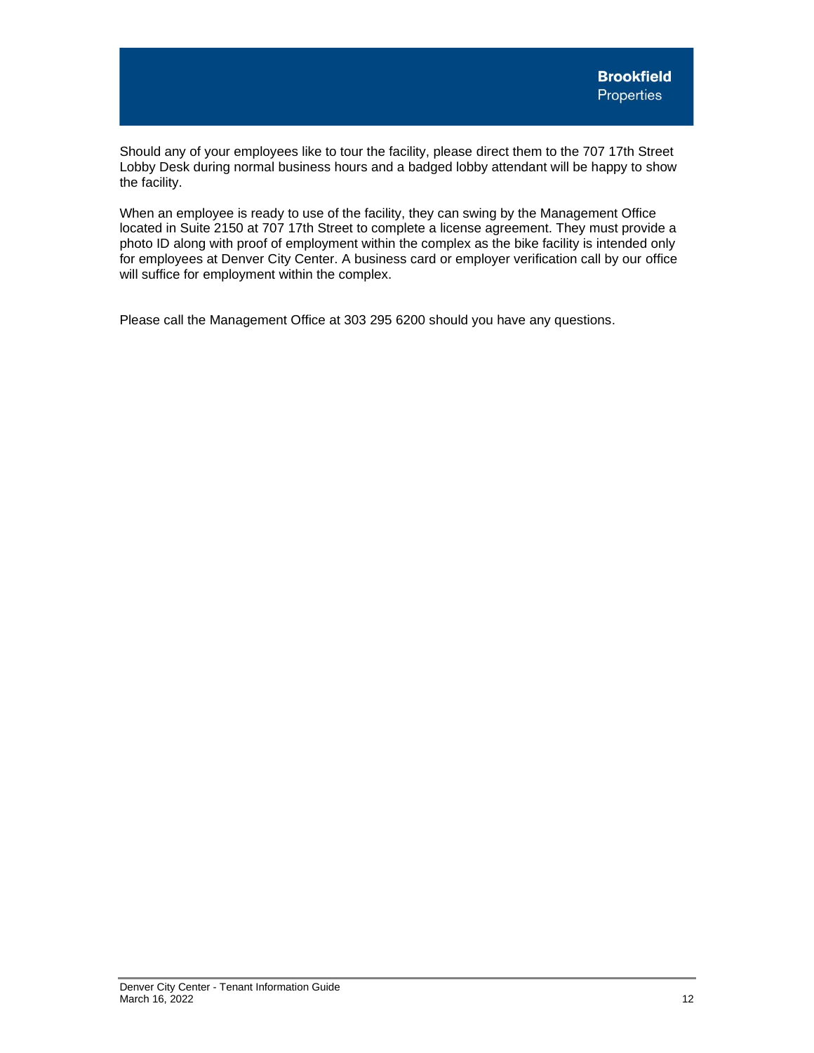Should any of your employees like to tour the facility, please direct them to the 707 17th Street Lobby Desk during normal business hours and a badged lobby attendant will be happy to show the facility.

When an employee is ready to use of the facility, they can swing by the Management Office located in Suite 2150 at 707 17th Street to complete a license agreement. They must provide a photo ID along with proof of employment within the complex as the bike facility is intended only for employees at Denver City Center. A business card or employer verification call by our office will suffice for employment within the complex.

Please call the Management Office at 303 295 6200 should you have any questions.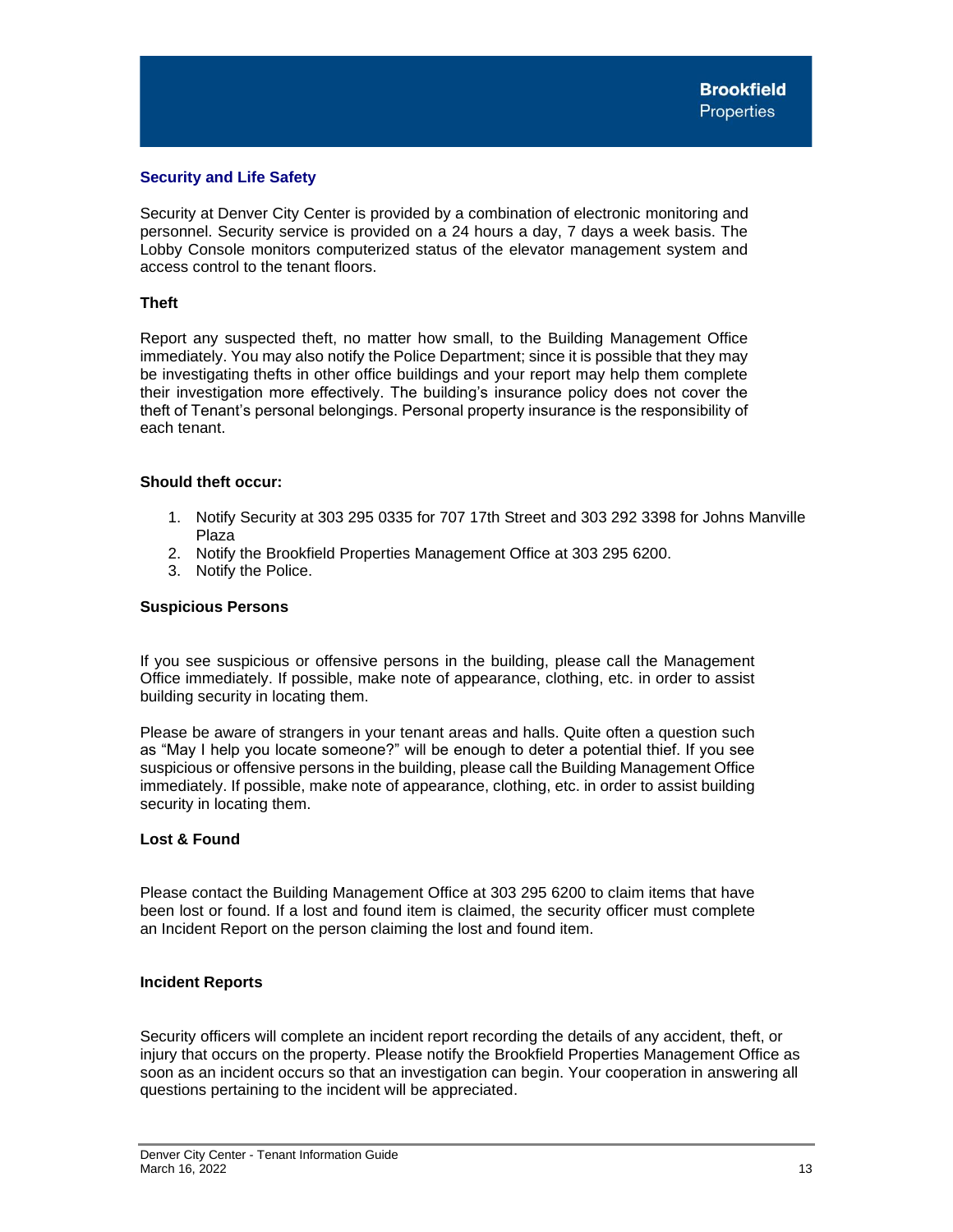## Security and Life Safety

Security at Denver City Center is provided by a combination of electronic monitoring and personnel. Security service is provided on a 24 hours a day, 7 days a week basis. The Lobby Console monitors computerized status of the elevator management system and access control to the tenant floors.

### Theft

Report any suspected theft, no matter how small, to the Building Management Office immediately. You may also notify the Police Department; since it is possible that they may be investigating thefts in other office buildings and your report may help them complete their investigation more effectively. The building's insurance policy does not cover the theft of Tenant's personal belongings. Personal property insurance is the responsibility of each tenant.

### Should theft occur:

1. Notify Security at 303 295 0335 for 707 17th Street and 303 292 3398 for Johns Manville Plaza
2. Notify the Brookfield Properties Management Office at 303 295 6200.
3. Notify the Police.

### Suspicious Persons

If you see suspicious or offensive persons in the building, please call the Management Office immediately. If possible, make note of appearance, clothing, etc. in order to assist building security in locating them.

Please be aware of strangers in your tenant areas and halls. Quite often a question such as "May I help you locate someone?" will be enough to deter a potential thief. If you see suspicious or offensive persons in the building, please call the Building Management Office immediately. If possible, make note of appearance, clothing, etc. in order to assist building security in locating them.

### Lost & Found

Please contact the Building Management Office at 303 295 6200 to claim items that have been lost or found. If a lost and found item is claimed, the security officer must complete an Incident Report on the person claiming the lost and found item.

### Incident Reports

Security officers will complete an incident report recording the details of any accident, theft, or injury that occurs on the property. Please notify the Brookfield Properties Management Office as soon as an incident occurs so that an investigation can begin. Your cooperation in answering all questions pertaining to the incident will be appreciated.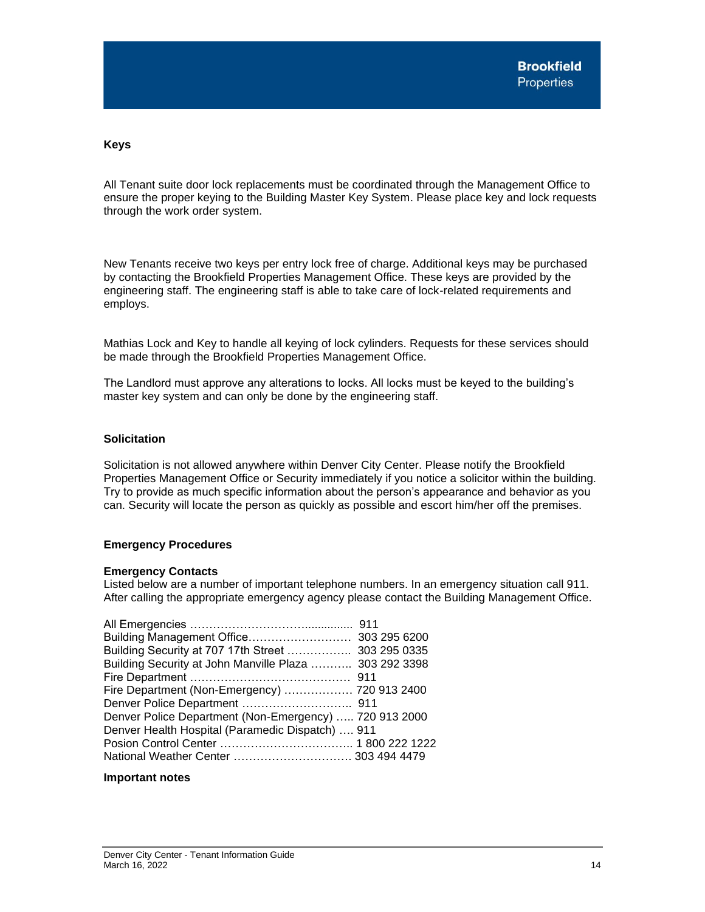### Keys

All Tenant suite door lock replacements must be coordinated through the Management Office to ensure the proper keying to the Building Master Key System. Please place key and lock requests through the work order system.

New Tenants receive two keys per entry lock free of charge. Additional keys may be purchased by contacting the Brookfield Properties Management Office. These keys are provided by the engineering staff. The engineering staff is able to take care of lock-related requirements and employs.

Mathias Lock and Key to handle all keying of lock cylinders. Requests for these services should be made through the Brookfield Properties Management Office.

The Landlord must approve any alterations to locks. All locks must be keyed to the building's master key system and can only be done by the engineering staff.

### Solicitation

Solicitation is not allowed anywhere within Denver City Center. Please notify the Brookfield Properties Management Office or Security immediately if you notice a solicitor within the building. Try to provide as much specific information about the person's appearance and behavior as you can. Security will locate the person as quickly as possible and escort him/her off the premises.

### Emergency Procedures

**Emergency Contacts**

Listed below are a number of important telephone numbers. In an emergency situation call 911. After calling the appropriate emergency agency please contact the Building Management Office.

All Emergencies …………………………............... 911
Building Management Office……………………… 303 295 6200
Building Security at 707 17th Street …………….. 303 295 0335
Building Security at John Manville Plaza ……….. 303 292 3398
Fire Department …………………………………… 911
Fire Department (Non-Emergency) ……………… 720 913 2400
Denver Police Department ……………………….. 911
Denver Police Department (Non-Emergency) ….. 720 913 2000
Denver Health Hospital (Paramedic Dispatch) …. 911
Posion Control Center …………………………….. 1 800 222 1222
National Weather Center ………………………… 303 494 4479

**Important notes**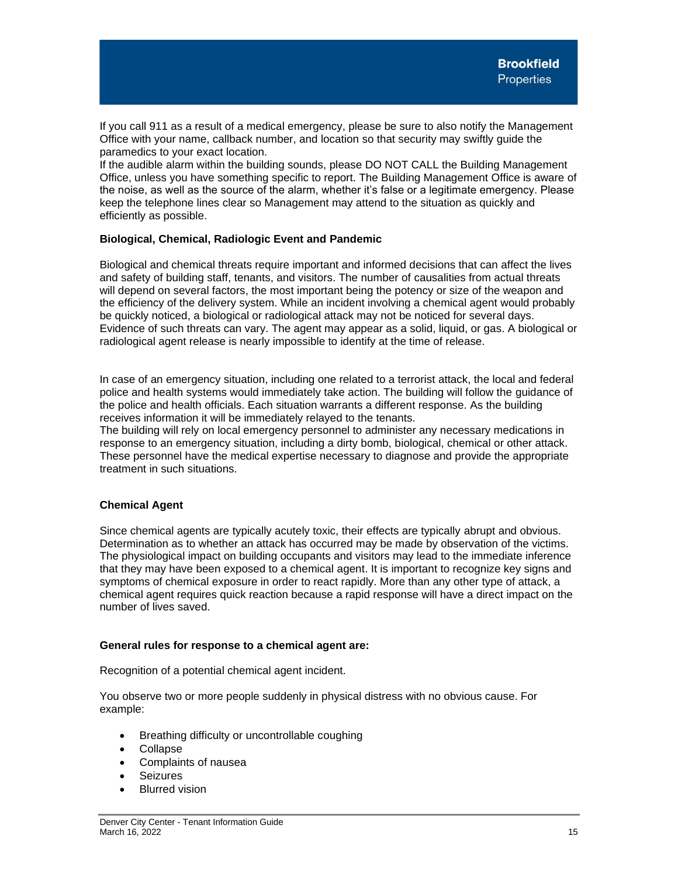If you call 911 as a result of a medical emergency, please be sure to also notify the Management Office with your name, callback number, and location so that security may swiftly guide the paramedics to your exact location.
If the audible alarm within the building sounds, please DO NOT CALL the Building Management Office, unless you have something specific to report. The Building Management Office is aware of the noise, as well as the source of the alarm, whether it's false or a legitimate emergency. Please keep the telephone lines clear so Management may attend to the situation as quickly and efficiently as possible.

**Biological, Chemical, Radiologic Event and Pandemic**

Biological and chemical threats require important and informed decisions that can affect the lives and safety of building staff, tenants, and visitors. The number of causalities from actual threats will depend on several factors, the most important being the potency or size of the weapon and the efficiency of the delivery system. While an incident involving a chemical agent would probably be quickly noticed, a biological or radiological attack may not be noticed for several days. Evidence of such threats can vary. The agent may appear as a solid, liquid, or gas. A biological or radiological agent release is nearly impossible to identify at the time of release.

In case of an emergency situation, including one related to a terrorist attack, the local and federal police and health systems would immediately take action. The building will follow the guidance of the police and health officials. Each situation warrants a different response. As the building receives information it will be immediately relayed to the tenants.
The building will rely on local emergency personnel to administer any necessary medications in response to an emergency situation, including a dirty bomb, biological, chemical or other attack. These personnel have the medical expertise necessary to diagnose and provide the appropriate treatment in such situations.

**Chemical Agent**

Since chemical agents are typically acutely toxic, their effects are typically abrupt and obvious. Determination as to whether an attack has occurred may be made by observation of the victims. The physiological impact on building occupants and visitors may lead to the immediate inference that they may have been exposed to a chemical agent. It is important to recognize key signs and symptoms of chemical exposure in order to react rapidly. More than any other type of attack, a chemical agent requires quick reaction because a rapid response will have a direct impact on the number of lives saved.

**General rules for response to a chemical agent are:**

Recognition of a potential chemical agent incident.

You observe two or more people suddenly in physical distress with no obvious cause. For example:

- Breathing difficulty or uncontrollable coughing
- Collapse
- Complaints of nausea
- Seizures
- Blurred vision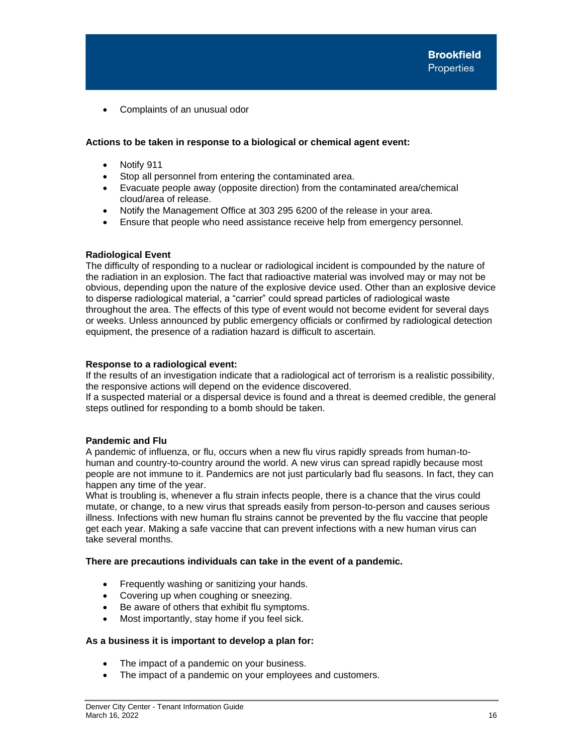- Complaints of an unusual odor

**Actions to be taken in response to a biological or chemical agent event:**

- Notify 911
- Stop all personnel from entering the contaminated area.
- Evacuate people away (opposite direction) from the contaminated area/chemical cloud/area of release.
- Notify the Management Office at 303 295 6200 of the release in your area.
- Ensure that people who need assistance receive help from emergency personnel.

**Radiological Event**

The difficulty of responding to a nuclear or radiological incident is compounded by the nature of the radiation in an explosion. The fact that radioactive material was involved may or may not be obvious, depending upon the nature of the explosive device used. Other than an explosive device to disperse radiological material, a "carrier" could spread particles of radiological waste throughout the area. The effects of this type of event would not become evident for several days or weeks. Unless announced by public emergency officials or confirmed by radiological detection equipment, the presence of a radiation hazard is difficult to ascertain.

**Response to a radiological event:**

If the results of an investigation indicate that a radiological act of terrorism is a realistic possibility, the responsive actions will depend on the evidence discovered.
If a suspected material or a dispersal device is found and a threat is deemed credible, the general steps outlined for responding to a bomb should be taken.

**Pandemic and Flu**

A pandemic of influenza, or flu, occurs when a new flu virus rapidly spreads from human-to-human and country-to-country around the world. A new virus can spread rapidly because most people are not immune to it. Pandemics are not just particularly bad flu seasons. In fact, they can happen any time of the year.
What is troubling is, whenever a flu strain infects people, there is a chance that the virus could mutate, or change, to a new virus that spreads easily from person-to-person and causes serious illness. Infections with new human flu strains cannot be prevented by the flu vaccine that people get each year. Making a safe vaccine that can prevent infections with a new human virus can take several months.

**There are precautions individuals can take in the event of a pandemic.**

- Frequently washing or sanitizing your hands.
- Covering up when coughing or sneezing.
- Be aware of others that exhibit flu symptoms.
- Most importantly, stay home if you feel sick.

**As a business it is important to develop a plan for:**

- The impact of a pandemic on your business.
- The impact of a pandemic on your employees and customers.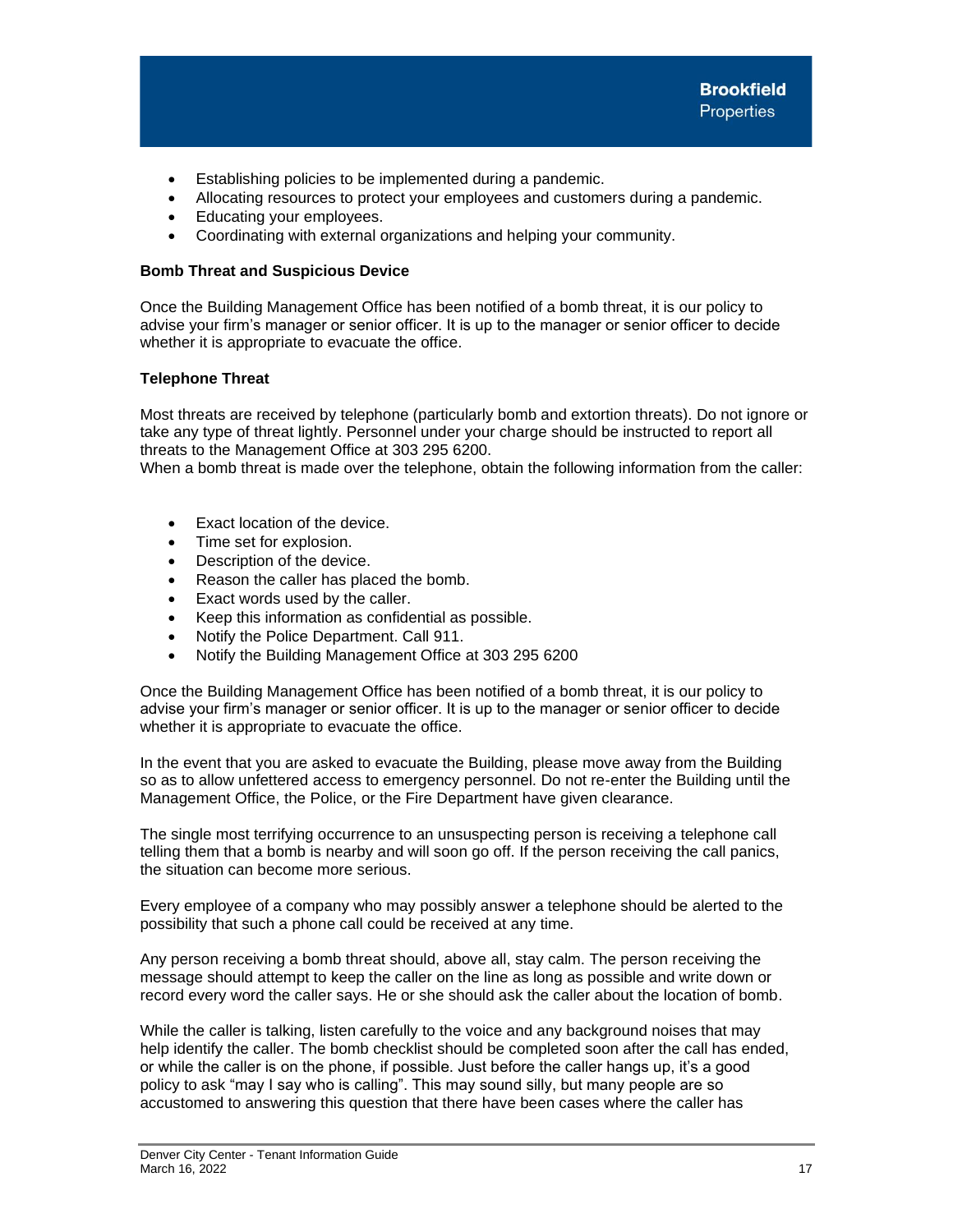- Establishing policies to be implemented during a pandemic.
- Allocating resources to protect your employees and customers during a pandemic.
- Educating your employees.
- Coordinating with external organizations and helping your community.

**Bomb Threat and Suspicious Device**

Once the Building Management Office has been notified of a bomb threat, it is our policy to advise your firm's manager or senior officer. It is up to the manager or senior officer to decide whether it is appropriate to evacuate the office.

**Telephone Threat**

Most threats are received by telephone (particularly bomb and extortion threats). Do not ignore or take any type of threat lightly. Personnel under your charge should be instructed to report all threats to the Management Office at 303 295 6200.
When a bomb threat is made over the telephone, obtain the following information from the caller:

- Exact location of the device.
- Time set for explosion.
- Description of the device.
- Reason the caller has placed the bomb.
- Exact words used by the caller.
- Keep this information as confidential as possible.
- Notify the Police Department. Call 911.
- Notify the Building Management Office at 303 295 6200

Once the Building Management Office has been notified of a bomb threat, it is our policy to advise your firm's manager or senior officer. It is up to the manager or senior officer to decide whether it is appropriate to evacuate the office.

In the event that you are asked to evacuate the Building, please move away from the Building so as to allow unfettered access to emergency personnel. Do not re-enter the Building until the Management Office, the Police, or the Fire Department have given clearance.

The single most terrifying occurrence to an unsuspecting person is receiving a telephone call telling them that a bomb is nearby and will soon go off. If the person receiving the call panics, the situation can become more serious.

Every employee of a company who may possibly answer a telephone should be alerted to the possibility that such a phone call could be received at any time.

Any person receiving a bomb threat should, above all, stay calm. The person receiving the message should attempt to keep the caller on the line as long as possible and write down or record every word the caller says. He or she should ask the caller about the location of bomb.

While the caller is talking, listen carefully to the voice and any background noises that may help identify the caller. The bomb checklist should be completed soon after the call has ended, or while the caller is on the phone, if possible. Just before the caller hangs up, it's a good policy to ask "may I say who is calling". This may sound silly, but many people are so accustomed to answering this question that there have been cases where the caller has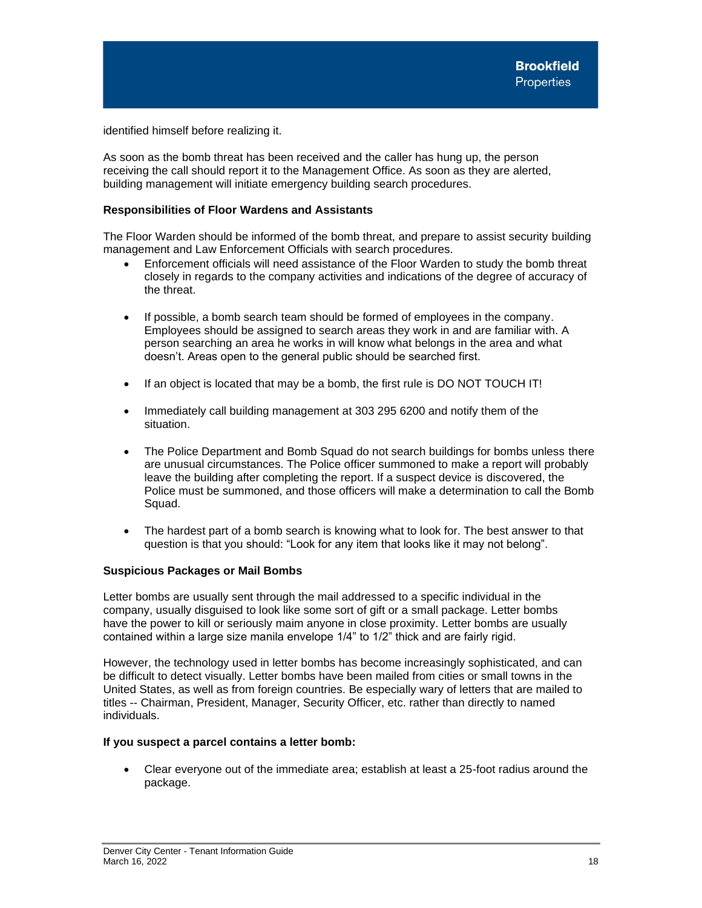identified himself before realizing it.

As soon as the bomb threat has been received and the caller has hung up, the person receiving the call should report it to the Management Office. As soon as they are alerted, building management will initiate emergency building search procedures.

**Responsibilities of Floor Wardens and Assistants**

The Floor Warden should be informed of the bomb threat, and prepare to assist security building management and Law Enforcement Officials with search procedures.

- Enforcement officials will need assistance of the Floor Warden to study the bomb threat closely in regards to the company activities and indications of the degree of accuracy of the threat.
- If possible, a bomb search team should be formed of employees in the company. Employees should be assigned to search areas they work in and are familiar with. A person searching an area he works in will know what belongs in the area and what doesn't. Areas open to the general public should be searched first.
- If an object is located that may be a bomb, the first rule is DO NOT TOUCH IT!
- Immediately call building management at 303 295 6200 and notify them of the situation.
- The Police Department and Bomb Squad do not search buildings for bombs unless there are unusual circumstances. The Police officer summoned to make a report will probably leave the building after completing the report. If a suspect device is discovered, the Police must be summoned, and those officers will make a determination to call the Bomb Squad.
- The hardest part of a bomb search is knowing what to look for. The best answer to that question is that you should: "Look for any item that looks like it may not belong".

**Suspicious Packages or Mail Bombs**

Letter bombs are usually sent through the mail addressed to a specific individual in the company, usually disguised to look like some sort of gift or a small package. Letter bombs have the power to kill or seriously maim anyone in close proximity. Letter bombs are usually contained within a large size manila envelope 1/4" to 1/2" thick and are fairly rigid.

However, the technology used in letter bombs has become increasingly sophisticated, and can be difficult to detect visually. Letter bombs have been mailed from cities or small towns in the United States, as well as from foreign countries. Be especially wary of letters that are mailed to titles -- Chairman, President, Manager, Security Officer, etc. rather than directly to named individuals.

**If you suspect a parcel contains a letter bomb:**

- Clear everyone out of the immediate area; establish at least a 25-foot radius around the package.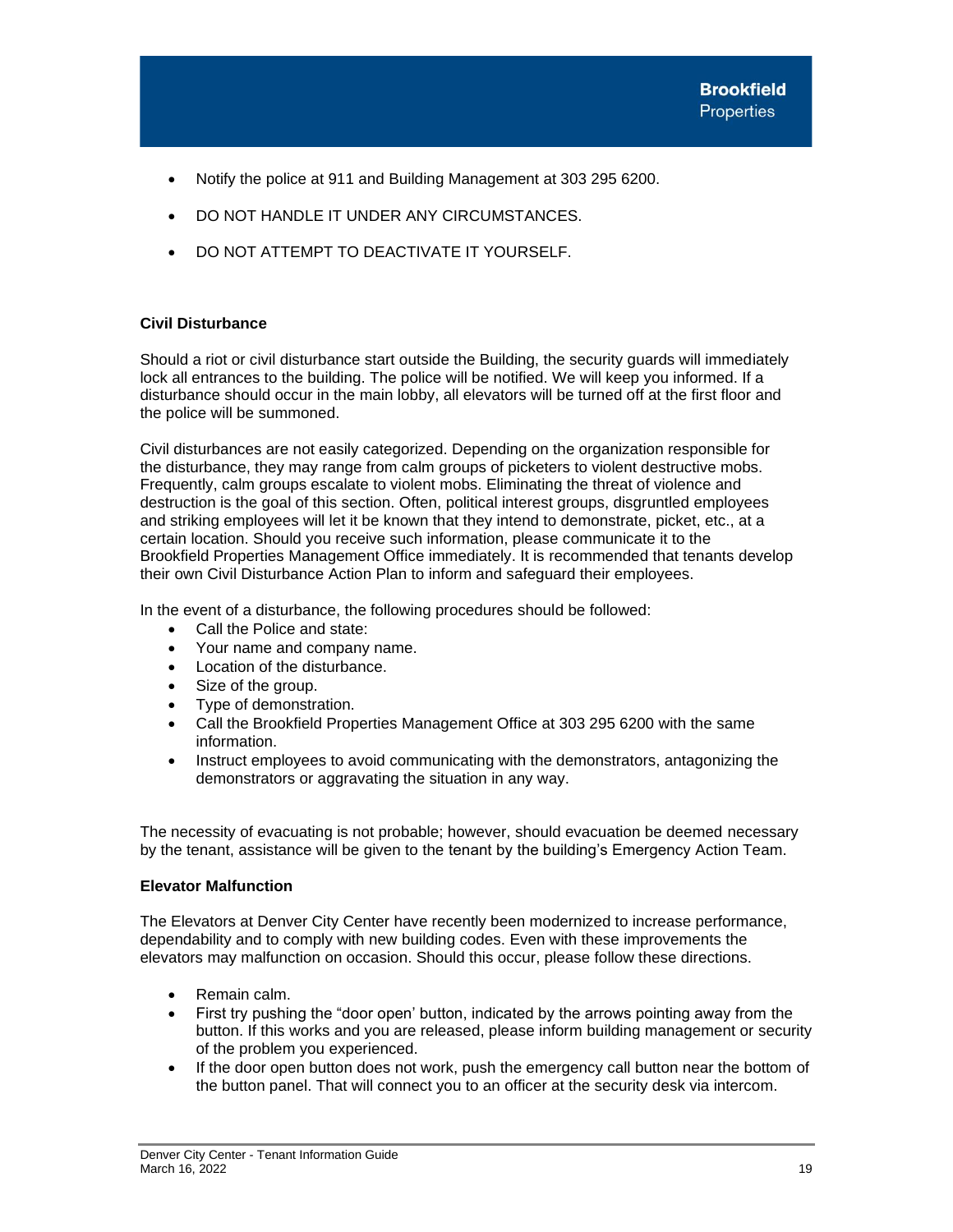- Notify the police at 911 and Building Management at 303 295 6200.
- DO NOT HANDLE IT UNDER ANY CIRCUMSTANCES.
- DO NOT ATTEMPT TO DEACTIVATE IT YOURSELF.

**Civil Disturbance**

Should a riot or civil disturbance start outside the Building, the security guards will immediately lock all entrances to the building. The police will be notified. We will keep you informed. If a disturbance should occur in the main lobby, all elevators will be turned off at the first floor and the police will be summoned.

Civil disturbances are not easily categorized. Depending on the organization responsible for the disturbance, they may range from calm groups of picketers to violent destructive mobs. Frequently, calm groups escalate to violent mobs. Eliminating the threat of violence and destruction is the goal of this section. Often, political interest groups, disgruntled employees and striking employees will let it be known that they intend to demonstrate, picket, etc., at a certain location. Should you receive such information, please communicate it to the Brookfield Properties Management Office immediately. It is recommended that tenants develop their own Civil Disturbance Action Plan to inform and safeguard their employees.

In the event of a disturbance, the following procedures should be followed:

- Call the Police and state:
- Your name and company name.
- Location of the disturbance.
- Size of the group.
- Type of demonstration.
- Call the Brookfield Properties Management Office at 303 295 6200 with the same information.
- Instruct employees to avoid communicating with the demonstrators, antagonizing the demonstrators or aggravating the situation in any way.

The necessity of evacuating is not probable; however, should evacuation be deemed necessary by the tenant, assistance will be given to the tenant by the building's Emergency Action Team.

**Elevator Malfunction**

The Elevators at Denver City Center have recently been modernized to increase performance, dependability and to comply with new building codes. Even with these improvements the elevators may malfunction on occasion. Should this occur, please follow these directions.

- Remain calm.
- First try pushing the "door open' button, indicated by the arrows pointing away from the button. If this works and you are released, please inform building management or security of the problem you experienced.
- If the door open button does not work, push the emergency call button near the bottom of the button panel. That will connect you to an officer at the security desk via intercom.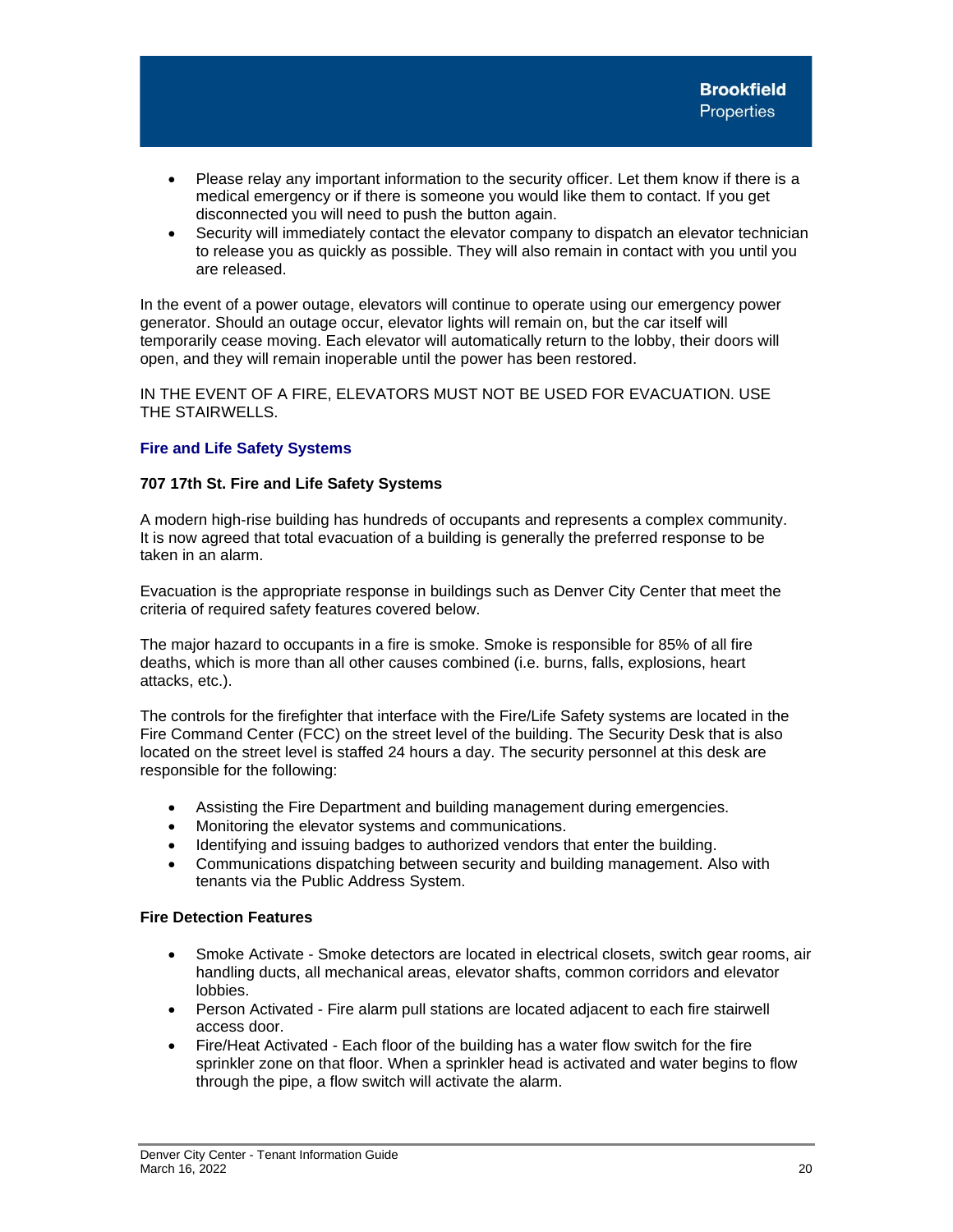- Please relay any important information to the security officer. Let them know if there is a medical emergency or if there is someone you would like them to contact. If you get disconnected you will need to push the button again.
- Security will immediately contact the elevator company to dispatch an elevator technician to release you as quickly as possible. They will also remain in contact with you until you are released.

In the event of a power outage, elevators will continue to operate using our emergency power generator. Should an outage occur, elevator lights will remain on, but the car itself will temporarily cease moving. Each elevator will automatically return to the lobby, their doors will open, and they will remain inoperable until the power has been restored.

IN THE EVENT OF A FIRE, ELEVATORS MUST NOT BE USED FOR EVACUATION. USE THE STAIRWELLS.

## Fire and Life Safety Systems

### 707 17th St. Fire and Life Safety Systems

A modern high-rise building has hundreds of occupants and represents a complex community. It is now agreed that total evacuation of a building is generally the preferred response to be taken in an alarm.

Evacuation is the appropriate response in buildings such as Denver City Center that meet the criteria of required safety features covered below.

The major hazard to occupants in a fire is smoke. Smoke is responsible for 85% of all fire deaths, which is more than all other causes combined (i.e. burns, falls, explosions, heart attacks, etc.).

The controls for the firefighter that interface with the Fire/Life Safety systems are located in the Fire Command Center (FCC) on the street level of the building. The Security Desk that is also located on the street level is staffed 24 hours a day. The security personnel at this desk are responsible for the following:

- Assisting the Fire Department and building management during emergencies.
- Monitoring the elevator systems and communications.
- Identifying and issuing badges to authorized vendors that enter the building.
- Communications dispatching between security and building management. Also with tenants via the Public Address System.

### Fire Detection Features

- Smoke Activate - Smoke detectors are located in electrical closets, switch gear rooms, air handling ducts, all mechanical areas, elevator shafts, common corridors and elevator lobbies.
- Person Activated - Fire alarm pull stations are located adjacent to each fire stairwell access door.
- Fire/Heat Activated - Each floor of the building has a water flow switch for the fire sprinkler zone on that floor. When a sprinkler head is activated and water begins to flow through the pipe, a flow switch will activate the alarm.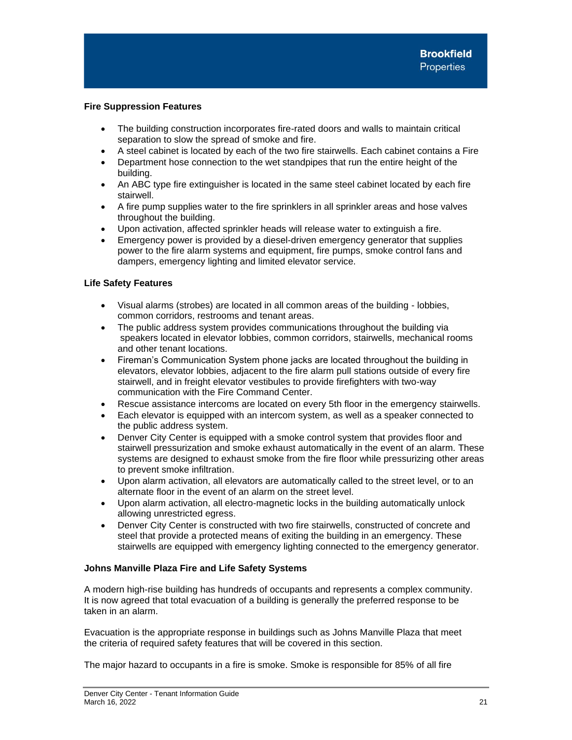### Fire Suppression Features

- The building construction incorporates fire-rated doors and walls to maintain critical separation to slow the spread of smoke and fire.
- A steel cabinet is located by each of the two fire stairwells. Each cabinet contains a Fire
- Department hose connection to the wet standpipes that run the entire height of the building.
- An ABC type fire extinguisher is located in the same steel cabinet located by each fire stairwell.
- A fire pump supplies water to the fire sprinklers in all sprinkler areas and hose valves throughout the building.
- Upon activation, affected sprinkler heads will release water to extinguish a fire.
- Emergency power is provided by a diesel-driven emergency generator that supplies power to the fire alarm systems and equipment, fire pumps, smoke control fans and dampers, emergency lighting and limited elevator service.

### Life Safety Features

- Visual alarms (strobes) are located in all common areas of the building - lobbies, common corridors, restrooms and tenant areas.
- The public address system provides communications throughout the building via speakers located in elevator lobbies, common corridors, stairwells, mechanical rooms and other tenant locations.
- Fireman's Communication System phone jacks are located throughout the building in elevators, elevator lobbies, adjacent to the fire alarm pull stations outside of every fire stairwell, and in freight elevator vestibules to provide firefighters with two-way communication with the Fire Command Center.
- Rescue assistance intercoms are located on every 5th floor in the emergency stairwells.
- Each elevator is equipped with an intercom system, as well as a speaker connected to the public address system.
- Denver City Center is equipped with a smoke control system that provides floor and stairwell pressurization and smoke exhaust automatically in the event of an alarm. These systems are designed to exhaust smoke from the fire floor while pressurizing other areas to prevent smoke infiltration.
- Upon alarm activation, all elevators are automatically called to the street level, or to an alternate floor in the event of an alarm on the street level.
- Upon alarm activation, all electro-magnetic locks in the building automatically unlock allowing unrestricted egress.
- Denver City Center is constructed with two fire stairwells, constructed of concrete and steel that provide a protected means of exiting the building in an emergency. These stairwells are equipped with emergency lighting connected to the emergency generator.

### Johns Manville Plaza Fire and Life Safety Systems

A modern high-rise building has hundreds of occupants and represents a complex community. It is now agreed that total evacuation of a building is generally the preferred response to be taken in an alarm.

Evacuation is the appropriate response in buildings such as Johns Manville Plaza that meet the criteria of required safety features that will be covered in this section.

The major hazard to occupants in a fire is smoke. Smoke is responsible for 85% of all fire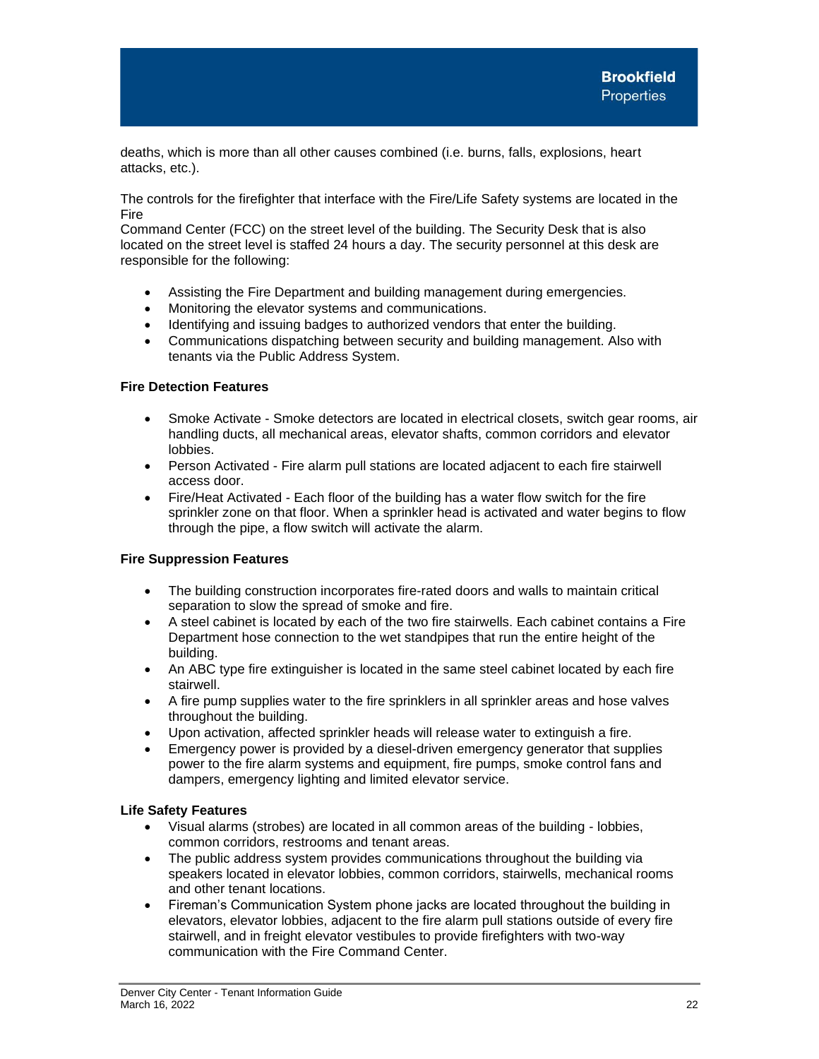deaths, which is more than all other causes combined (i.e. burns, falls, explosions, heart attacks, etc.).

The controls for the firefighter that interface with the Fire/Life Safety systems are located in the Fire
Command Center (FCC) on the street level of the building. The Security Desk that is also located on the street level is staffed 24 hours a day. The security personnel at this desk are responsible for the following:

- Assisting the Fire Department and building management during emergencies.
- Monitoring the elevator systems and communications.
- Identifying and issuing badges to authorized vendors that enter the building.
- Communications dispatching between security and building management. Also with tenants via the Public Address System.

**Fire Detection Features**

- Smoke Activate - Smoke detectors are located in electrical closets, switch gear rooms, air handling ducts, all mechanical areas, elevator shafts, common corridors and elevator lobbies.
- Person Activated - Fire alarm pull stations are located adjacent to each fire stairwell access door.
- Fire/Heat Activated - Each floor of the building has a water flow switch for the fire sprinkler zone on that floor. When a sprinkler head is activated and water begins to flow through the pipe, a flow switch will activate the alarm.

**Fire Suppression Features**

- The building construction incorporates fire-rated doors and walls to maintain critical separation to slow the spread of smoke and fire.
- A steel cabinet is located by each of the two fire stairwells. Each cabinet contains a Fire Department hose connection to the wet standpipes that run the entire height of the building.
- An ABC type fire extinguisher is located in the same steel cabinet located by each fire stairwell.
- A fire pump supplies water to the fire sprinklers in all sprinkler areas and hose valves throughout the building.
- Upon activation, affected sprinkler heads will release water to extinguish a fire.
- Emergency power is provided by a diesel-driven emergency generator that supplies power to the fire alarm systems and equipment, fire pumps, smoke control fans and dampers, emergency lighting and limited elevator service.

**Life Safety Features**

- Visual alarms (strobes) are located in all common areas of the building - lobbies, common corridors, restrooms and tenant areas.
- The public address system provides communications throughout the building via speakers located in elevator lobbies, common corridors, stairwells, mechanical rooms and other tenant locations.
- Fireman's Communication System phone jacks are located throughout the building in elevators, elevator lobbies, adjacent to the fire alarm pull stations outside of every fire stairwell, and in freight elevator vestibules to provide firefighters with two-way communication with the Fire Command Center.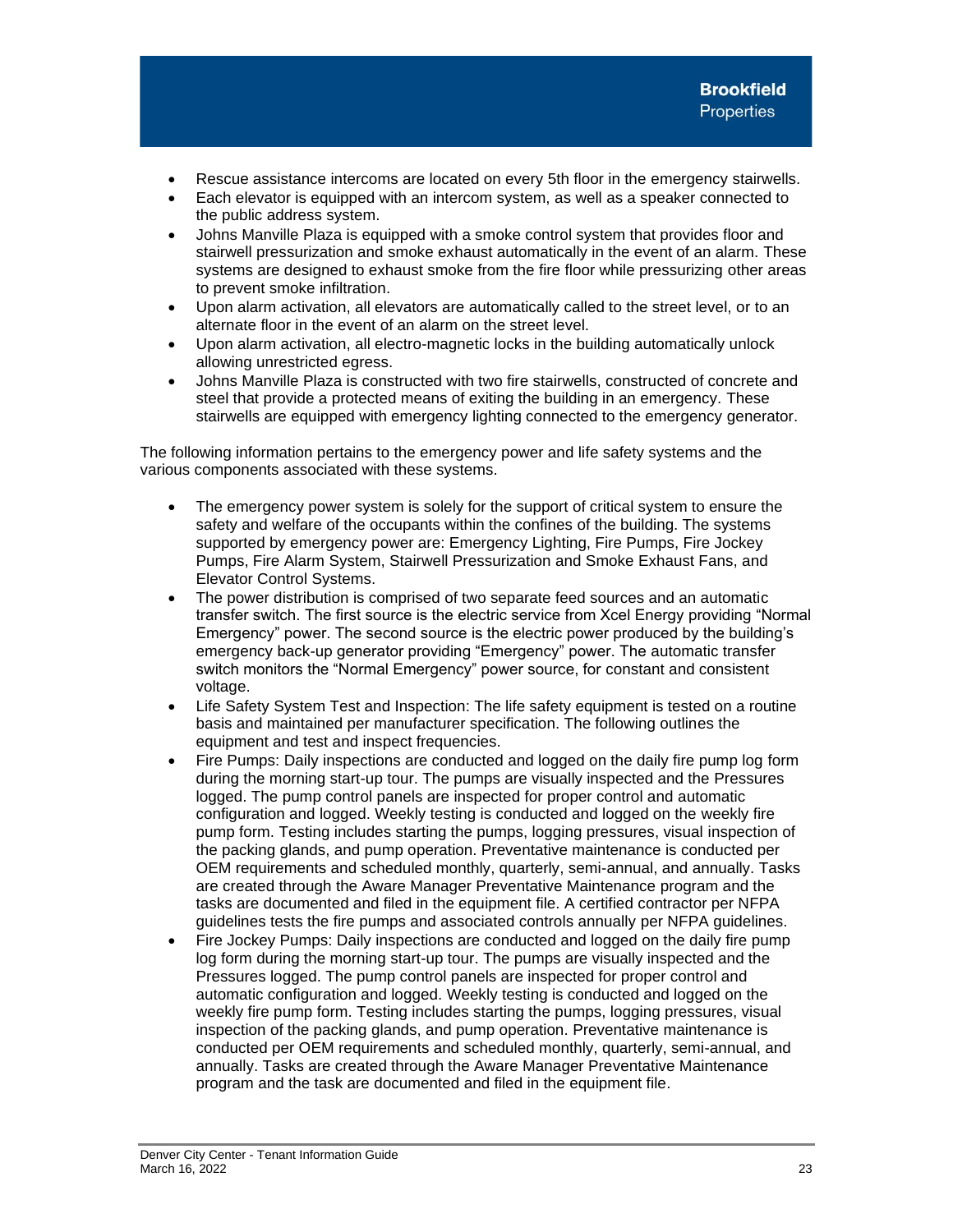- Rescue assistance intercoms are located on every 5th floor in the emergency stairwells.
- Each elevator is equipped with an intercom system, as well as a speaker connected to the public address system.
- Johns Manville Plaza is equipped with a smoke control system that provides floor and stairwell pressurization and smoke exhaust automatically in the event of an alarm. These systems are designed to exhaust smoke from the fire floor while pressurizing other areas to prevent smoke infiltration.
- Upon alarm activation, all elevators are automatically called to the street level, or to an alternate floor in the event of an alarm on the street level.
- Upon alarm activation, all electro-magnetic locks in the building automatically unlock allowing unrestricted egress.
- Johns Manville Plaza is constructed with two fire stairwells, constructed of concrete and steel that provide a protected means of exiting the building in an emergency. These stairwells are equipped with emergency lighting connected to the emergency generator.

The following information pertains to the emergency power and life safety systems and the various components associated with these systems.

- The emergency power system is solely for the support of critical system to ensure the safety and welfare of the occupants within the confines of the building. The systems supported by emergency power are: Emergency Lighting, Fire Pumps, Fire Jockey Pumps, Fire Alarm System, Stairwell Pressurization and Smoke Exhaust Fans, and Elevator Control Systems.
- The power distribution is comprised of two separate feed sources and an automatic transfer switch. The first source is the electric service from Xcel Energy providing "Normal Emergency" power. The second source is the electric power produced by the building's emergency back-up generator providing "Emergency" power. The automatic transfer switch monitors the "Normal Emergency" power source, for constant and consistent voltage.
- Life Safety System Test and Inspection: The life safety equipment is tested on a routine basis and maintained per manufacturer specification. The following outlines the equipment and test and inspect frequencies.
- Fire Pumps: Daily inspections are conducted and logged on the daily fire pump log form during the morning start-up tour. The pumps are visually inspected and the Pressures logged. The pump control panels are inspected for proper control and automatic configuration and logged. Weekly testing is conducted and logged on the weekly fire pump form. Testing includes starting the pumps, logging pressures, visual inspection of the packing glands, and pump operation. Preventative maintenance is conducted per OEM requirements and scheduled monthly, quarterly, semi-annual, and annually. Tasks are created through the Aware Manager Preventative Maintenance program and the tasks are documented and filed in the equipment file. A certified contractor per NFPA guidelines tests the fire pumps and associated controls annually per NFPA guidelines.
- Fire Jockey Pumps: Daily inspections are conducted and logged on the daily fire pump log form during the morning start-up tour. The pumps are visually inspected and the Pressures logged. The pump control panels are inspected for proper control and automatic configuration and logged. Weekly testing is conducted and logged on the weekly fire pump form. Testing includes starting the pumps, logging pressures, visual inspection of the packing glands, and pump operation. Preventative maintenance is conducted per OEM requirements and scheduled monthly, quarterly, semi-annual, and annually. Tasks are created through the Aware Manager Preventative Maintenance program and the task are documented and filed in the equipment file.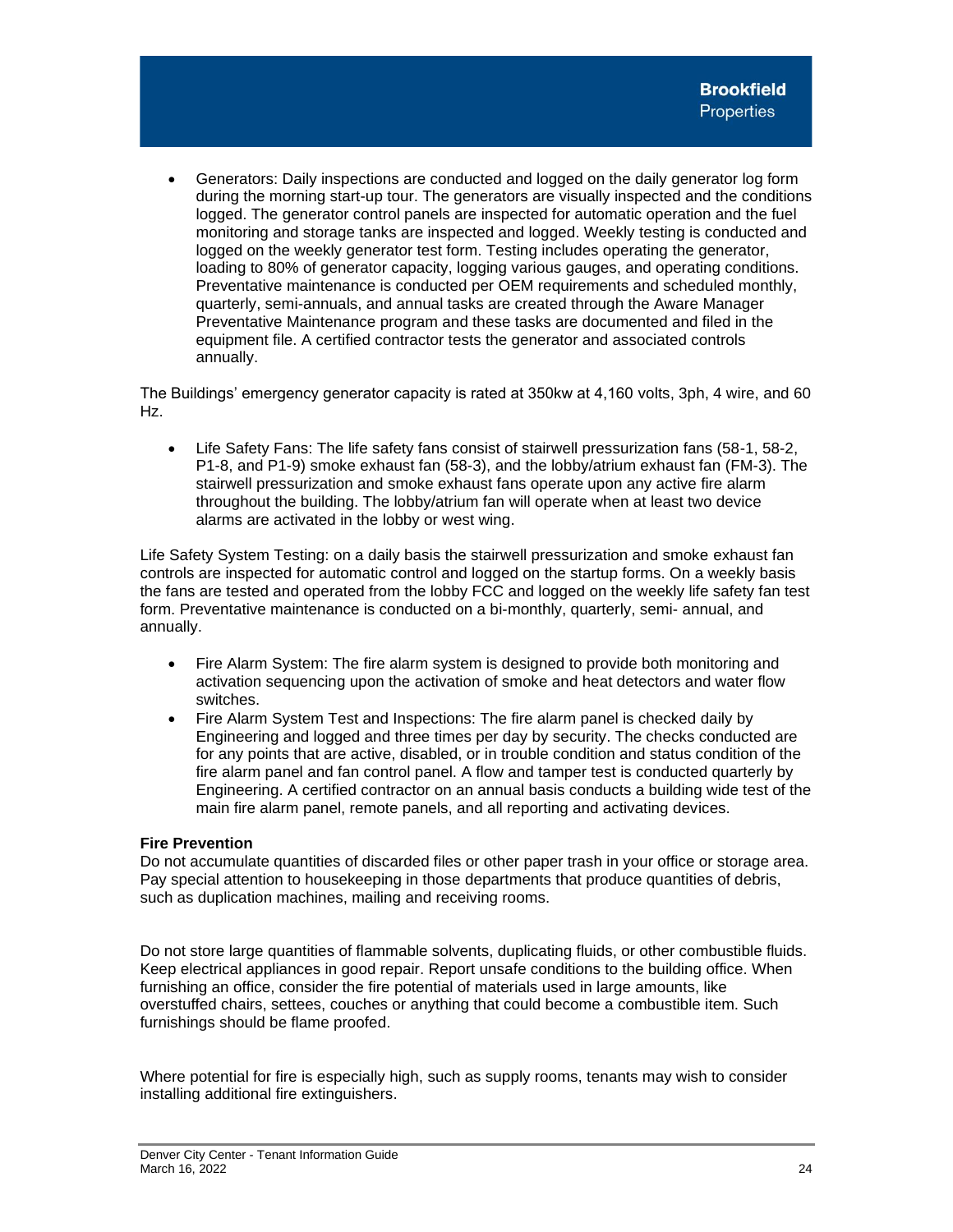- Generators: Daily inspections are conducted and logged on the daily generator log form during the morning start-up tour. The generators are visually inspected and the conditions logged. The generator control panels are inspected for automatic operation and the fuel monitoring and storage tanks are inspected and logged. Weekly testing is conducted and logged on the weekly generator test form. Testing includes operating the generator, loading to 80% of generator capacity, logging various gauges, and operating conditions. Preventative maintenance is conducted per OEM requirements and scheduled monthly, quarterly, semi-annuals, and annual tasks are created through the Aware Manager Preventative Maintenance program and these tasks are documented and filed in the equipment file. A certified contractor tests the generator and associated controls annually.

The Buildings' emergency generator capacity is rated at 350kw at 4,160 volts, 3ph, 4 wire, and 60 Hz.

- Life Safety Fans: The life safety fans consist of stairwell pressurization fans (58-1, 58-2, P1-8, and P1-9) smoke exhaust fan (58-3), and the lobby/atrium exhaust fan (FM-3). The stairwell pressurization and smoke exhaust fans operate upon any active fire alarm throughout the building. The lobby/atrium fan will operate when at least two device alarms are activated in the lobby or west wing.

Life Safety System Testing: on a daily basis the stairwell pressurization and smoke exhaust fan controls are inspected for automatic control and logged on the startup forms. On a weekly basis the fans are tested and operated from the lobby FCC and logged on the weekly life safety fan test form. Preventative maintenance is conducted on a bi-monthly, quarterly, semi- annual, and annually.

- Fire Alarm System: The fire alarm system is designed to provide both monitoring and activation sequencing upon the activation of smoke and heat detectors and water flow switches.
- Fire Alarm System Test and Inspections: The fire alarm panel is checked daily by Engineering and logged and three times per day by security. The checks conducted are for any points that are active, disabled, or in trouble condition and status condition of the fire alarm panel and fan control panel. A flow and tamper test is conducted quarterly by Engineering. A certified contractor on an annual basis conducts a building wide test of the main fire alarm panel, remote panels, and all reporting and activating devices.

**Fire Prevention**

Do not accumulate quantities of discarded files or other paper trash in your office or storage area. Pay special attention to housekeeping in those departments that produce quantities of debris, such as duplication machines, mailing and receiving rooms.

Do not store large quantities of flammable solvents, duplicating fluids, or other combustible fluids. Keep electrical appliances in good repair. Report unsafe conditions to the building office. When furnishing an office, consider the fire potential of materials used in large amounts, like overstuffed chairs, settees, couches or anything that could become a combustible item. Such furnishings should be flame proofed.

Where potential for fire is especially high, such as supply rooms, tenants may wish to consider installing additional fire extinguishers.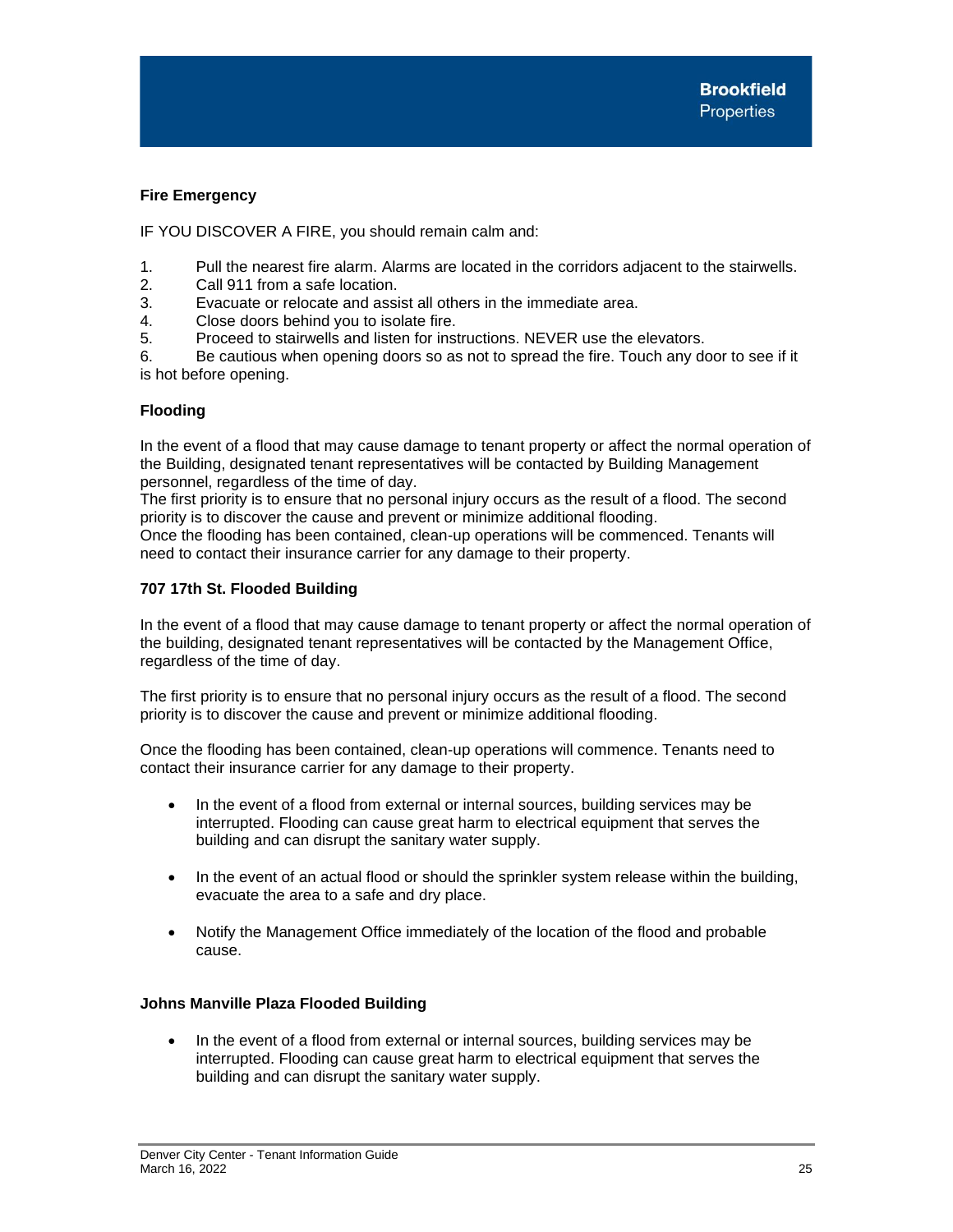**Fire Emergency**

IF YOU DISCOVER A FIRE, you should remain calm and:

1. Pull the nearest fire alarm. Alarms are located in the corridors adjacent to the stairwells.
2. Call 911 from a safe location.
3. Evacuate or relocate and assist all others in the immediate area.
4. Close doors behind you to isolate fire.
5. Proceed to stairwells and listen for instructions. NEVER use the elevators.
6. Be cautious when opening doors so as not to spread the fire. Touch any door to see if it is hot before opening.

**Flooding**

In the event of a flood that may cause damage to tenant property or affect the normal operation of the Building, designated tenant representatives will be contacted by Building Management personnel, regardless of the time of day.
The first priority is to ensure that no personal injury occurs as the result of a flood. The second priority is to discover the cause and prevent or minimize additional flooding.
Once the flooding has been contained, clean-up operations will be commenced. Tenants will need to contact their insurance carrier for any damage to their property.

**707 17th St. Flooded Building**

In the event of a flood that may cause damage to tenant property or affect the normal operation of the building, designated tenant representatives will be contacted by the Management Office, regardless of the time of day.

The first priority is to ensure that no personal injury occurs as the result of a flood. The second priority is to discover the cause and prevent or minimize additional flooding.

Once the flooding has been contained, clean-up operations will commence. Tenants need to contact their insurance carrier for any damage to their property.

- In the event of a flood from external or internal sources, building services may be interrupted. Flooding can cause great harm to electrical equipment that serves the building and can disrupt the sanitary water supply.

- In the event of an actual flood or should the sprinkler system release within the building, evacuate the area to a safe and dry place.

- Notify the Management Office immediately of the location of the flood and probable cause.

**Johns Manville Plaza Flooded Building**

- In the event of a flood from external or internal sources, building services may be interrupted. Flooding can cause great harm to electrical equipment that serves the building and can disrupt the sanitary water supply.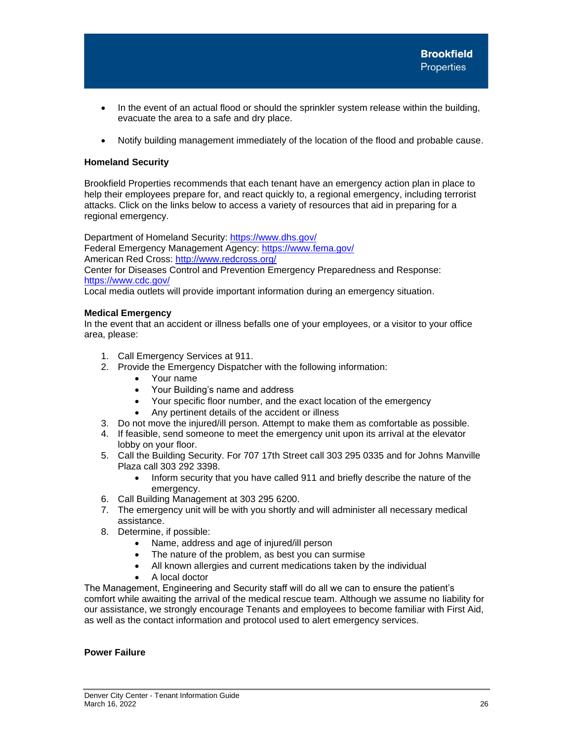- In the event of an actual flood or should the sprinkler system release within the building, evacuate the area to a safe and dry place.

- Notify building management immediately of the location of the flood and probable cause.

**Homeland Security**

Brookfield Properties recommends that each tenant have an emergency action plan in place to help their employees prepare for, and react quickly to, a regional emergency, including terrorist attacks. Click on the links below to access a variety of resources that aid in preparing for a regional emergency.

Department of Homeland Security: https://www.dhs.gov/
Federal Emergency Management Agency: https://www.fema.gov/
American Red Cross: http://www.redcross.org/
Center for Diseases Control and Prevention Emergency Preparedness and Response: https://www.cdc.gov/
Local media outlets will provide important information during an emergency situation.

**Medical Emergency**

In the event that an accident or illness befalls one of your employees, or a visitor to your office area, please:

1. Call Emergency Services at 911.
2. Provide the Emergency Dispatcher with the following information:
   - Your name
   - Your Building's name and address
   - Your specific floor number, and the exact location of the emergency
   - Any pertinent details of the accident or illness
3. Do not move the injured/ill person. Attempt to make them as comfortable as possible.
4. If feasible, send someone to meet the emergency unit upon its arrival at the elevator lobby on your floor.
5. Call the Building Security. For 707 17th Street call 303 295 0335 and for Johns Manville Plaza call 303 292 3398.
   - Inform security that you have called 911 and briefly describe the nature of the emergency.
6. Call Building Management at 303 295 6200.
7. The emergency unit will be with you shortly and will administer all necessary medical assistance.
8. Determine, if possible:
   - Name, address and age of injured/ill person
   - The nature of the problem, as best you can surmise
   - All known allergies and current medications taken by the individual
   - A local doctor

The Management, Engineering and Security staff will do all we can to ensure the patient's comfort while awaiting the arrival of the medical rescue team. Although we assume no liability for our assistance, we strongly encourage Tenants and employees to become familiar with First Aid, as well as the contact information and protocol used to alert emergency services.

**Power Failure**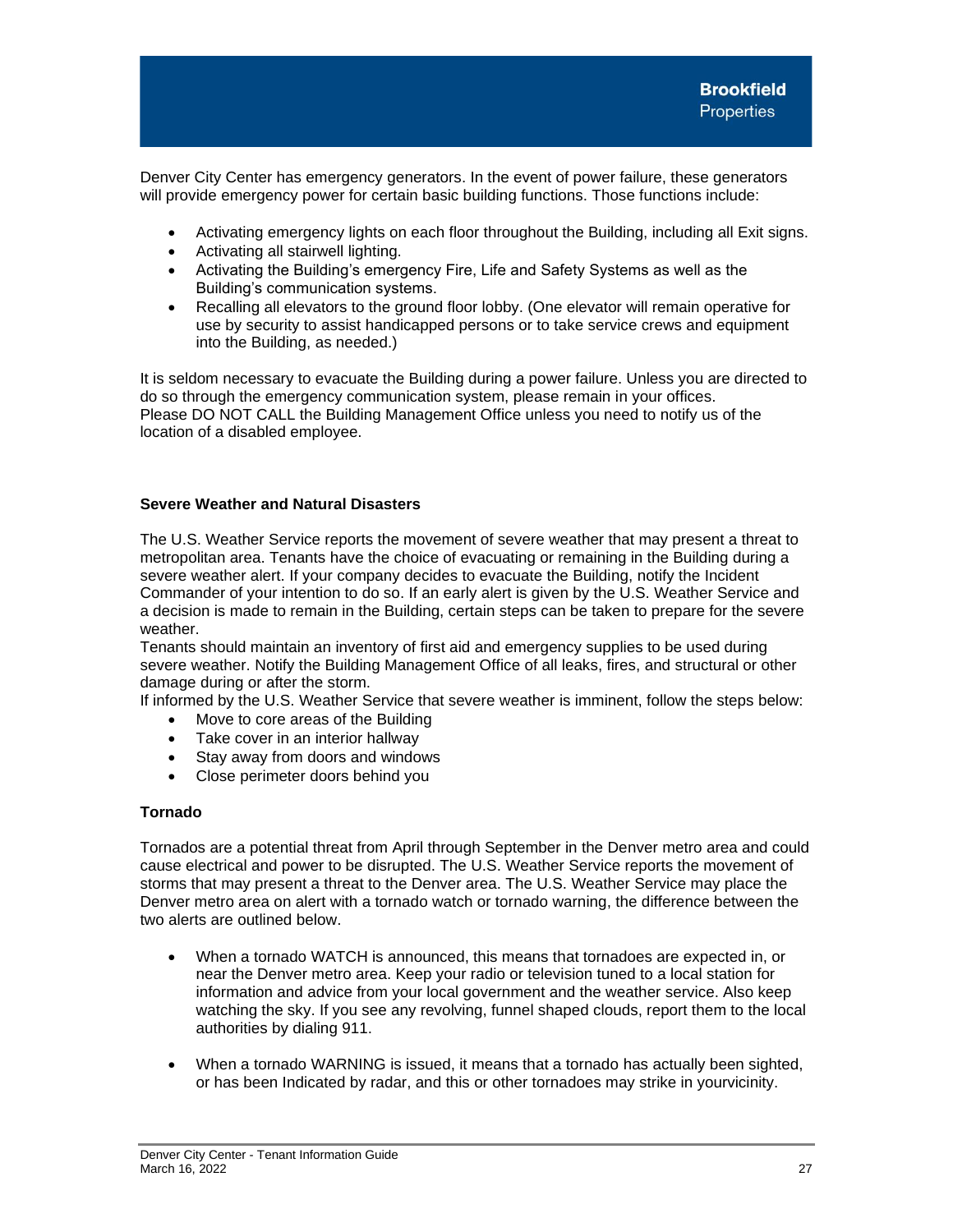Denver City Center has emergency generators. In the event of power failure, these generators will provide emergency power for certain basic building functions. Those functions include:

- Activating emergency lights on each floor throughout the Building, including all Exit signs.
- Activating all stairwell lighting.
- Activating the Building's emergency Fire, Life and Safety Systems as well as the Building's communication systems.
- Recalling all elevators to the ground floor lobby. (One elevator will remain operative for use by security to assist handicapped persons or to take service crews and equipment into the Building, as needed.)

It is seldom necessary to evacuate the Building during a power failure. Unless you are directed to do so through the emergency communication system, please remain in your offices.
Please DO NOT CALL the Building Management Office unless you need to notify us of the location of a disabled employee.

**Severe Weather and Natural Disasters**

The U.S. Weather Service reports the movement of severe weather that may present a threat to metropolitan area. Tenants have the choice of evacuating or remaining in the Building during a severe weather alert. If your company decides to evacuate the Building, notify the Incident Commander of your intention to do so. If an early alert is given by the U.S. Weather Service and a decision is made to remain in the Building, certain steps can be taken to prepare for the severe weather.
Tenants should maintain an inventory of first aid and emergency supplies to be used during severe weather. Notify the Building Management Office of all leaks, fires, and structural or other damage during or after the storm.
If informed by the U.S. Weather Service that severe weather is imminent, follow the steps below:

- Move to core areas of the Building
- Take cover in an interior hallway
- Stay away from doors and windows
- Close perimeter doors behind you

**Tornado**

Tornados are a potential threat from April through September in the Denver metro area and could cause electrical and power to be disrupted. The U.S. Weather Service reports the movement of storms that may present a threat to the Denver area. The U.S. Weather Service may place the Denver metro area on alert with a tornado watch or tornado warning, the difference between the two alerts are outlined below.

- When a tornado WATCH is announced, this means that tornadoes are expected in, or near the Denver metro area. Keep your radio or television tuned to a local station for information and advice from your local government and the weather service. Also keep watching the sky. If you see any revolving, funnel shaped clouds, report them to the local authorities by dialing 911.

- When a tornado WARNING is issued, it means that a tornado has actually been sighted, or has been Indicated by radar, and this or other tornadoes may strike in yourvicinity.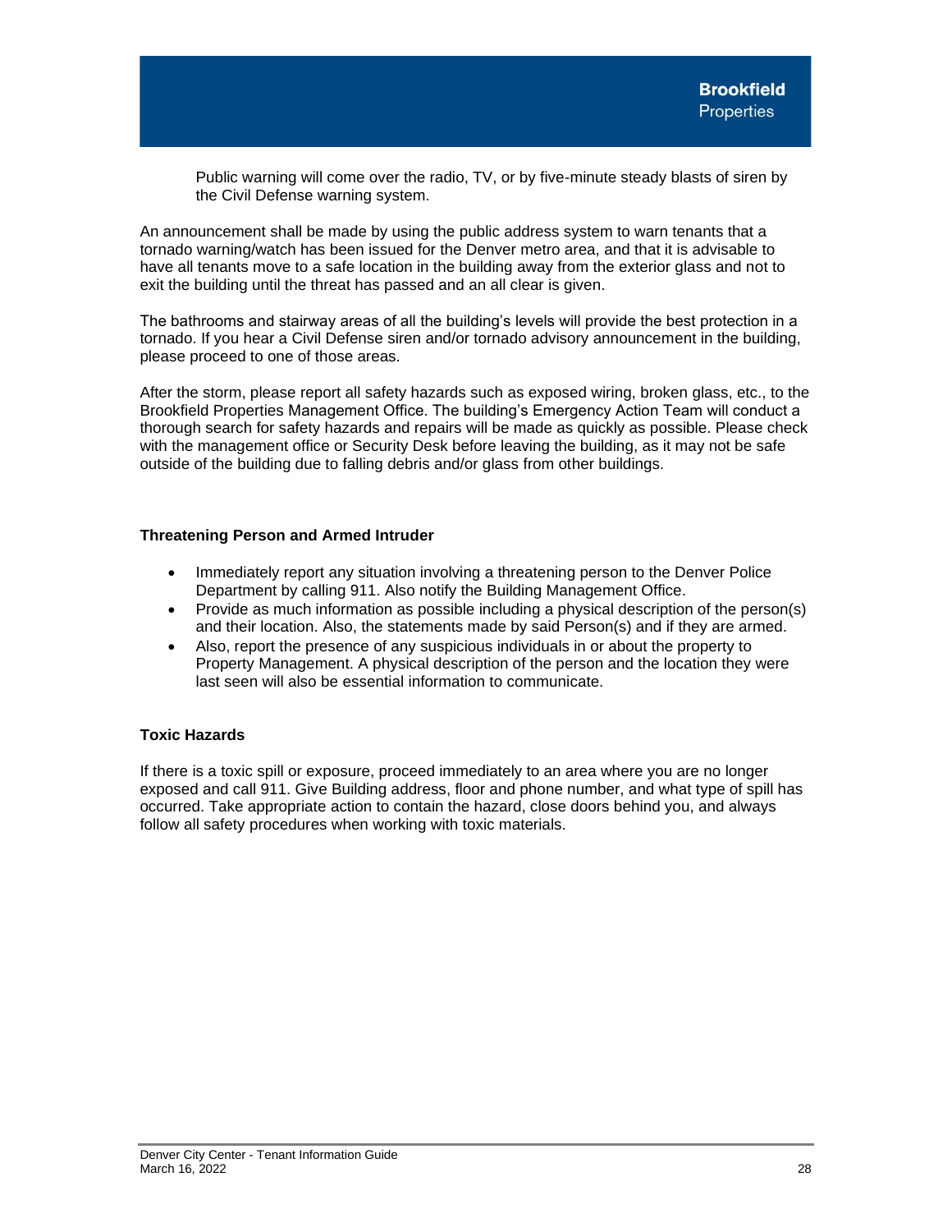Public warning will come over the radio, TV, or by five-minute steady blasts of siren by the Civil Defense warning system.

An announcement shall be made by using the public address system to warn tenants that a tornado warning/watch has been issued for the Denver metro area, and that it is advisable to have all tenants move to a safe location in the building away from the exterior glass and not to exit the building until the threat has passed and an all clear is given.

The bathrooms and stairway areas of all the building's levels will provide the best protection in a tornado. If you hear a Civil Defense siren and/or tornado advisory announcement in the building, please proceed to one of those areas.

After the storm, please report all safety hazards such as exposed wiring, broken glass, etc., to the Brookfield Properties Management Office. The building's Emergency Action Team will conduct a thorough search for safety hazards and repairs will be made as quickly as possible. Please check with the management office or Security Desk before leaving the building, as it may not be safe outside of the building due to falling debris and/or glass from other buildings.

**Threatening Person and Armed Intruder**

- Immediately report any situation involving a threatening person to the Denver Police Department by calling 911. Also notify the Building Management Office.
- Provide as much information as possible including a physical description of the person(s) and their location. Also, the statements made by said Person(s) and if they are armed.
- Also, report the presence of any suspicious individuals in or about the property to Property Management. A physical description of the person and the location they were last seen will also be essential information to communicate.

**Toxic Hazards**

If there is a toxic spill or exposure, proceed immediately to an area where you are no longer exposed and call 911. Give Building address, floor and phone number, and what type of spill has occurred. Take appropriate action to contain the hazard, close doors behind you, and always follow all safety procedures when working with toxic materials.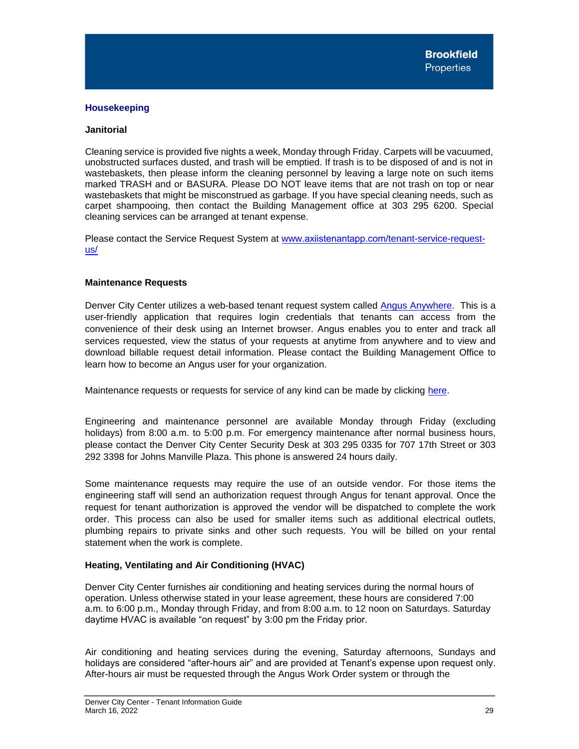## Housekeeping

### Janitorial

Cleaning service is provided five nights a week, Monday through Friday. Carpets will be vacuumed, unobstructed surfaces dusted, and trash will be emptied. If trash is to be disposed of and is not in wastebaskets, then please inform the cleaning personnel by leaving a large note on such items marked TRASH and or BASURA. Please DO NOT leave items that are not trash on top or near wastebaskets that might be misconstrued as garbage. If you have special cleaning needs, such as carpet shampooing, then contact the Building Management office at 303 295 6200. Special cleaning services can be arranged at tenant expense.

Please contact the Service Request System at [www.axiistenantapp.com/tenant-service-request-us/](www.axiistenantapp.com/tenant-service-request-us/)

### Maintenance Requests

Denver City Center utilizes a web-based tenant request system called Angus Anywhere. This is a user-friendly application that requires login credentials that tenants can access from the convenience of their desk using an Internet browser. Angus enables you to enter and track all services requested, view the status of your requests at anytime from anywhere and to view and download billable request detail information. Please contact the Building Management Office to learn how to become an Angus user for your organization.

Maintenance requests or requests for service of any kind can be made by clicking here.

Engineering and maintenance personnel are available Monday through Friday (excluding holidays) from 8:00 a.m. to 5:00 p.m. For emergency maintenance after normal business hours, please contact the Denver City Center Security Desk at 303 295 0335 for 707 17th Street or 303 292 3398 for Johns Manville Plaza. This phone is answered 24 hours daily.

Some maintenance requests may require the use of an outside vendor. For those items the engineering staff will send an authorization request through Angus for tenant approval. Once the request for tenant authorization is approved the vendor will be dispatched to complete the work order. This process can also be used for smaller items such as additional electrical outlets, plumbing repairs to private sinks and other such requests. You will be billed on your rental statement when the work is complete.

### Heating, Ventilating and Air Conditioning (HVAC)

Denver City Center furnishes air conditioning and heating services during the normal hours of operation. Unless otherwise stated in your lease agreement, these hours are considered 7:00 a.m. to 6:00 p.m., Monday through Friday, and from 8:00 a.m. to 12 noon on Saturdays. Saturday daytime HVAC is available "on request" by 3:00 pm the Friday prior.

Air conditioning and heating services during the evening, Saturday afternoons, Sundays and holidays are considered "after-hours air" and are provided at Tenant's expense upon request only. After-hours air must be requested through the Angus Work Order system or through the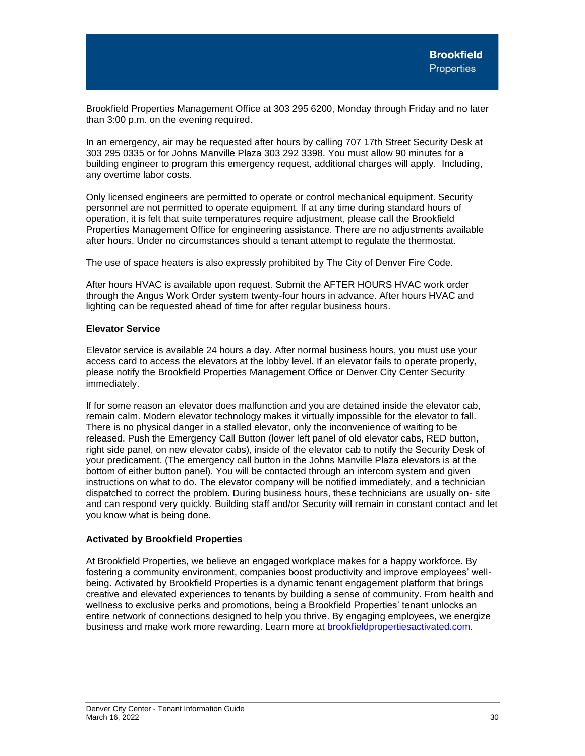Brookfield Properties Management Office at 303 295 6200, Monday through Friday and no later than 3:00 p.m. on the evening required.

In an emergency, air may be requested after hours by calling 707 17th Street Security Desk at 303 295 0335 or for Johns Manville Plaza 303 292 3398. You must allow 90 minutes for a building engineer to program this emergency request, additional charges will apply. Including, any overtime labor costs.

Only licensed engineers are permitted to operate or control mechanical equipment. Security personnel are not permitted to operate equipment. If at any time during standard hours of operation, it is felt that suite temperatures require adjustment, please call the Brookfield Properties Management Office for engineering assistance. There are no adjustments available after hours. Under no circumstances should a tenant attempt to regulate the thermostat.

The use of space heaters is also expressly prohibited by The City of Denver Fire Code.

After hours HVAC is available upon request. Submit the AFTER HOURS HVAC work order through the Angus Work Order system twenty-four hours in advance. After hours HVAC and lighting can be requested ahead of time for after regular business hours.

**Elevator Service**

Elevator service is available 24 hours a day. After normal business hours, you must use your access card to access the elevators at the lobby level. If an elevator fails to operate properly, please notify the Brookfield Properties Management Office or Denver City Center Security immediately.

If for some reason an elevator does malfunction and you are detained inside the elevator cab, remain calm. Modern elevator technology makes it virtually impossible for the elevator to fall. There is no physical danger in a stalled elevator, only the inconvenience of waiting to be released. Push the Emergency Call Button (lower left panel of old elevator cabs, RED button, right side panel, on new elevator cabs), inside of the elevator cab to notify the Security Desk of your predicament. (The emergency call button in the Johns Manville Plaza elevators is at the bottom of either button panel). You will be contacted through an intercom system and given instructions on what to do. The elevator company will be notified immediately, and a technician dispatched to correct the problem. During business hours, these technicians are usually on- site and can respond very quickly. Building staff and/or Security will remain in constant contact and let you know what is being done.

**Activated by Brookfield Properties**

At Brookfield Properties, we believe an engaged workplace makes for a happy workforce. By fostering a community environment, companies boost productivity and improve employees' well-being. Activated by Brookfield Properties is a dynamic tenant engagement platform that brings creative and elevated experiences to tenants by building a sense of community. From health and wellness to exclusive perks and promotions, being a Brookfield Properties' tenant unlocks an entire network of connections designed to help you thrive. By engaging employees, we energize business and make work more rewarding. Learn more at [brookfieldpropertiesactivated.com](brookfieldpropertiesactivated.com).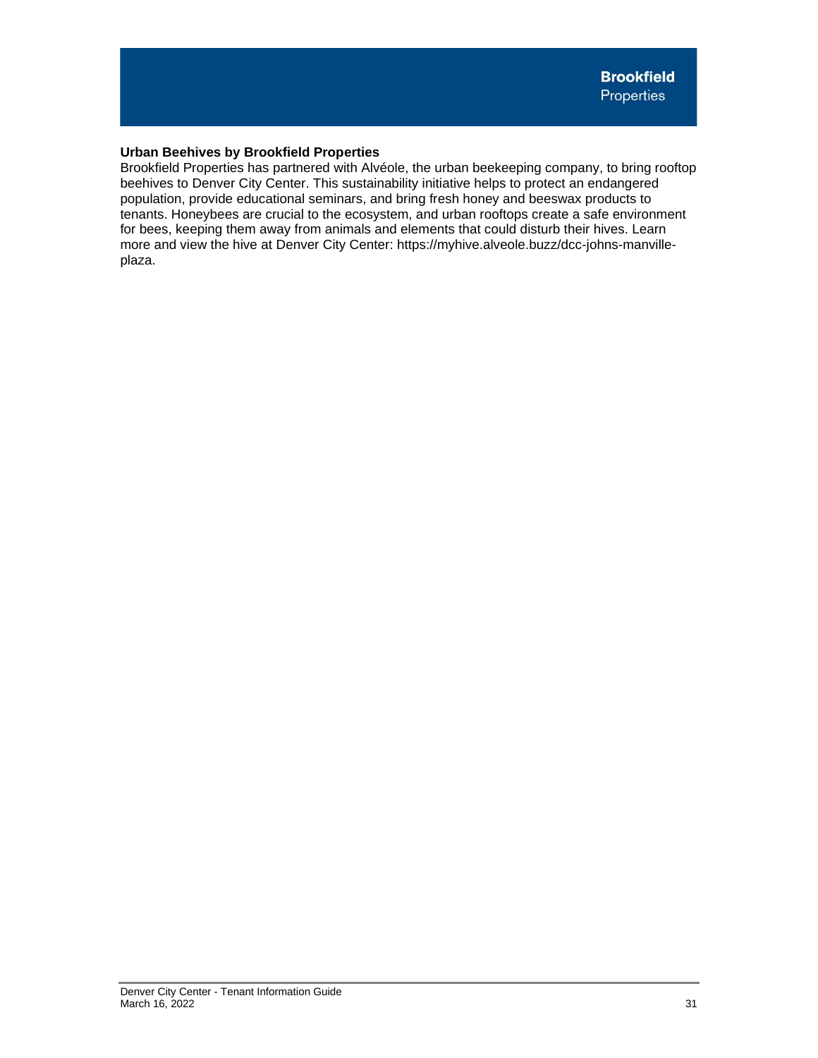**Urban Beehives by Brookfield Properties**

Brookfield Properties has partnered with Alvéole, the urban beekeeping company, to bring rooftop beehives to Denver City Center. This sustainability initiative helps to protect an endangered population, provide educational seminars, and bring fresh honey and beeswax products to tenants. Honeybees are crucial to the ecosystem, and urban rooftops create a safe environment for bees, keeping them away from animals and elements that could disturb their hives. Learn more and view the hive at Denver City Center: https://myhive.alveole.buzz/dcc-johns-manville-plaza.